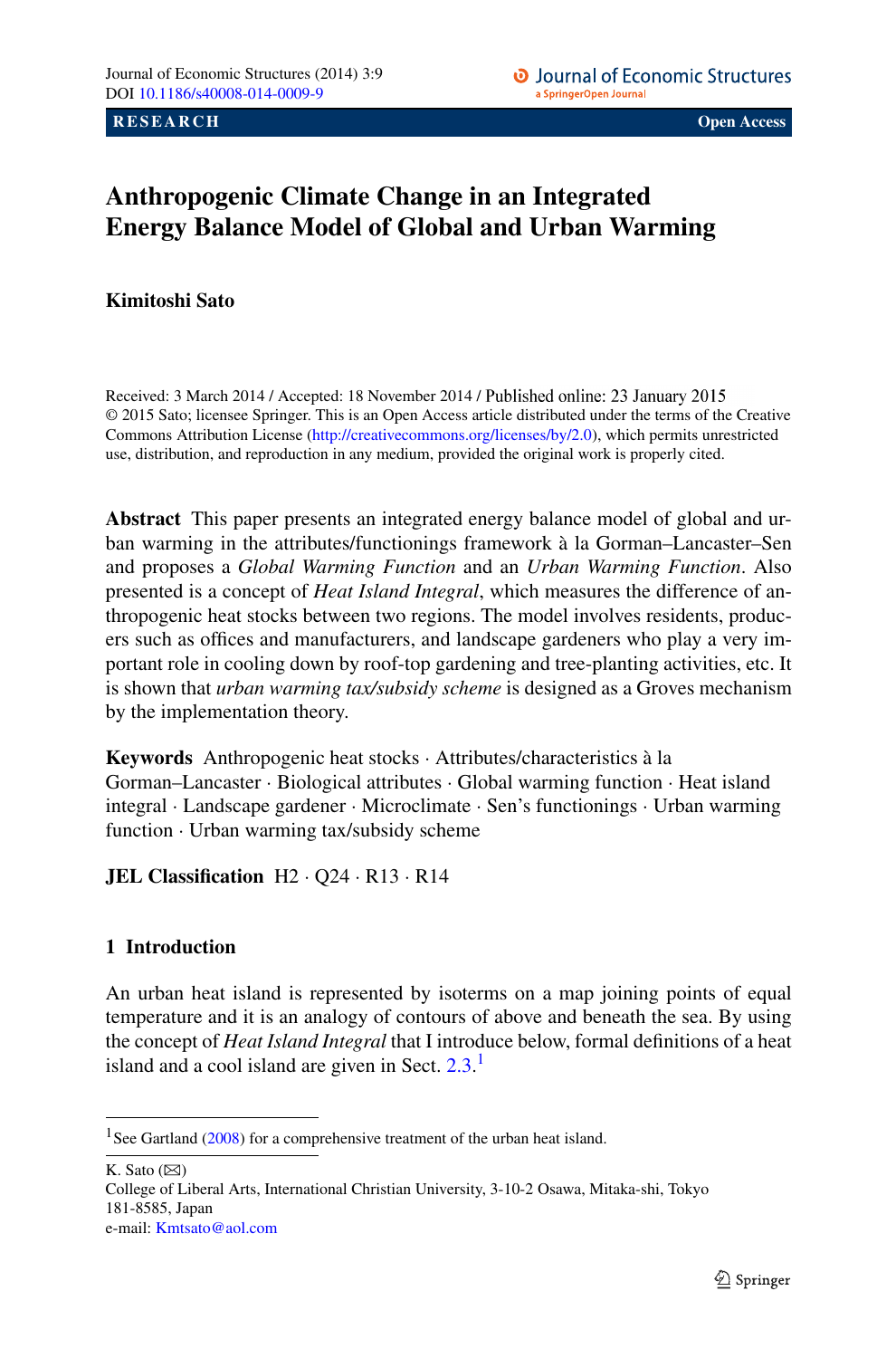Journal of Economic Structures (2014) 3:9
DOI 10.1186/s40008-014-0009-9

**RESEARCH** **Open Access**

# Anthropogenic Climate Change in an Integrated Energy Balance Model of Global and Urban Warming

**Kimitoshi Sato**

Received: 3 March 2014 / Accepted: 18 November 2014 / Published online: 23 January 2015
© 2015 Sato; licensee Springer. This is an Open Access article distributed under the terms of the Creative Commons Attribution License (http://creativecommons.org/licenses/by/2.0), which permits unrestricted use, distribution, and reproduction in any medium, provided the original work is properly cited.

**Abstract** This paper presents an integrated energy balance model of global and urban warming in the attributes/functionings framework à la Gorman–Lancaster–Sen and proposes a *Global Warming Function* and an *Urban Warming Function*. Also presented is a concept of *Heat Island Integral*, which measures the difference of anthropogenic heat stocks between two regions. The model involves residents, producers such as offices and manufacturers, and landscape gardeners who play a very important role in cooling down by roof-top gardening and tree-planting activities, etc. It is shown that *urban warming tax/subsidy scheme* is designed as a Groves mechanism by the implementation theory.

**Keywords** Anthropogenic heat stocks · Attributes/characteristics à la Gorman–Lancaster · Biological attributes · Global warming function · Heat island integral · Landscape gardener · Microclimate · Sen's functionings · Urban warming function · Urban warming tax/subsidy scheme

**JEL Classification** H2 · Q24 · R13 · R14

## 1 Introduction

An urban heat island is represented by isoterms on a map joining points of equal temperature and it is an analogy of contours of above and beneath the sea. By using the concept of *Heat Island Integral* that I introduce below, formal definitions of a heat island and a cool island are given in Sect. 2.3.[1]

[1] See Gartland (2008) for a comprehensive treatment of the urban heat island.

K. Sato (✉)
College of Liberal Arts, International Christian University, 3-10-2 Osawa, Mitaka-shi, Tokyo 181-8585, Japan
e-mail: Kmtsato@aol.com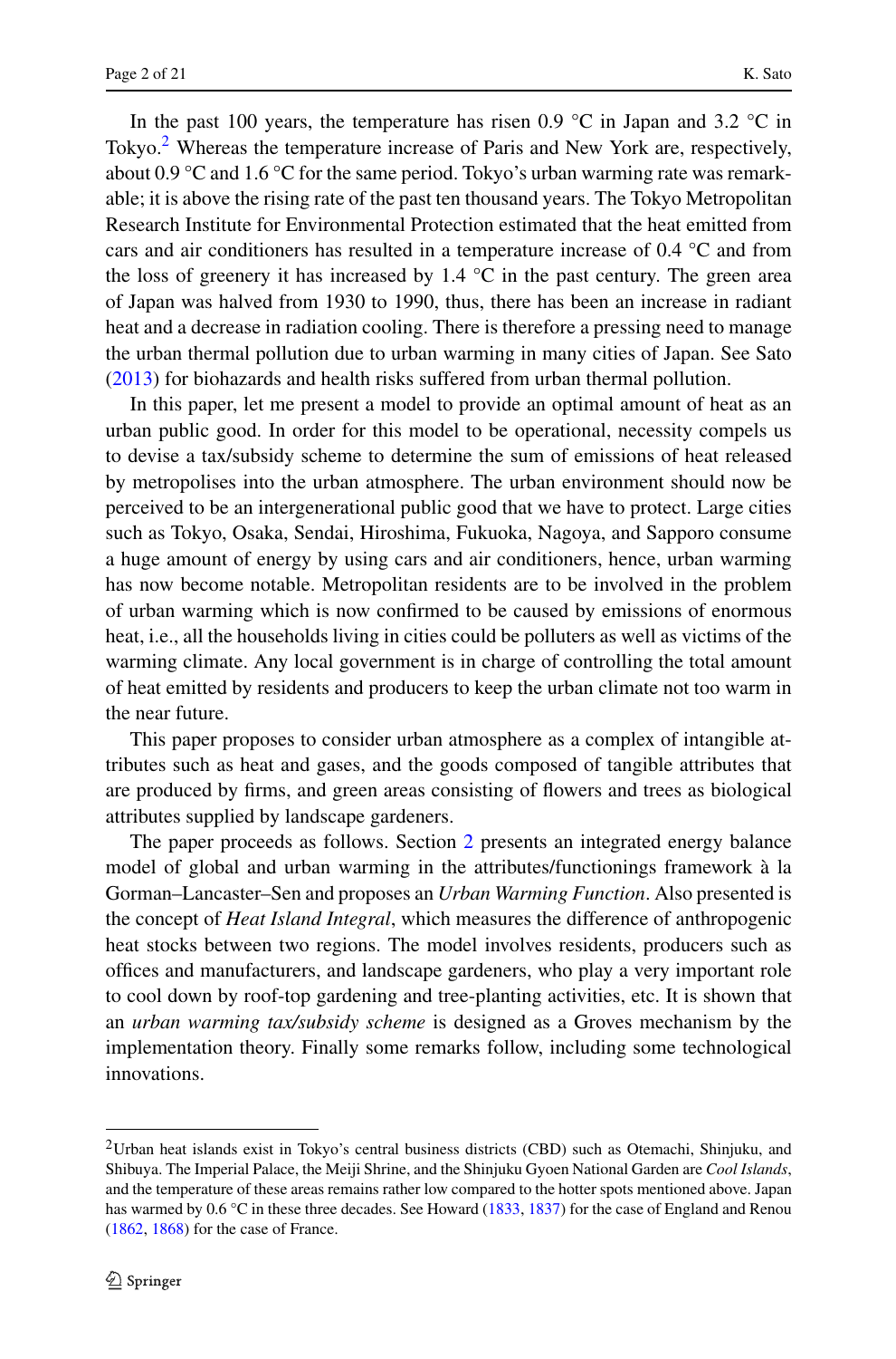In the past 100 years, the temperature has risen 0.9 °C in Japan and 3.2 °C in Tokyo.[2] Whereas the temperature increase of Paris and New York are, respectively, about 0.9 °C and 1.6 °C for the same period. Tokyo's urban warming rate was remarkable; it is above the rising rate of the past ten thousand years. The Tokyo Metropolitan Research Institute for Environmental Protection estimated that the heat emitted from cars and air conditioners has resulted in a temperature increase of 0.4 °C and from the loss of greenery it has increased by 1.4 °C in the past century. The green area of Japan was halved from 1930 to 1990, thus, there has been an increase in radiant heat and a decrease in radiation cooling. There is therefore a pressing need to manage the urban thermal pollution due to urban warming in many cities of Japan. See Sato (2013) for biohazards and health risks suffered from urban thermal pollution.

In this paper, let me present a model to provide an optimal amount of heat as an urban public good. In order for this model to be operational, necessity compels us to devise a tax/subsidy scheme to determine the sum of emissions of heat released by metropolises into the urban atmosphere. The urban environment should now be perceived to be an intergenerational public good that we have to protect. Large cities such as Tokyo, Osaka, Sendai, Hiroshima, Fukuoka, Nagoya, and Sapporo consume a huge amount of energy by using cars and air conditioners, hence, urban warming has now become notable. Metropolitan residents are to be involved in the problem of urban warming which is now confirmed to be caused by emissions of enormous heat, i.e., all the households living in cities could be polluters as well as victims of the warming climate. Any local government is in charge of controlling the total amount of heat emitted by residents and producers to keep the urban climate not too warm in the near future.

This paper proposes to consider urban atmosphere as a complex of intangible attributes such as heat and gases, and the goods composed of tangible attributes that are produced by firms, and green areas consisting of flowers and trees as biological attributes supplied by landscape gardeners.

The paper proceeds as follows. Section 2 presents an integrated energy balance model of global and urban warming in the attributes/functionings framework à la Gorman–Lancaster–Sen and proposes an *Urban Warming Function*. Also presented is the concept of *Heat Island Integral*, which measures the difference of anthropogenic heat stocks between two regions. The model involves residents, producers such as offices and manufacturers, and landscape gardeners, who play a very important role to cool down by roof-top gardening and tree-planting activities, etc. It is shown that an *urban warming tax/subsidy scheme* is designed as a Groves mechanism by the implementation theory. Finally some remarks follow, including some technological innovations.

---

[2] Urban heat islands exist in Tokyo's central business districts (CBD) such as Otemachi, Shinjuku, and Shibuya. The Imperial Palace, the Meiji Shrine, and the Shinjuku Gyoen National Garden are *Cool Islands*, and the temperature of these areas remains rather low compared to the hotter spots mentioned above. Japan has warmed by 0.6 °C in these three decades. See Howard (1833, 1837) for the case of England and Renou (1862, 1868) for the case of France.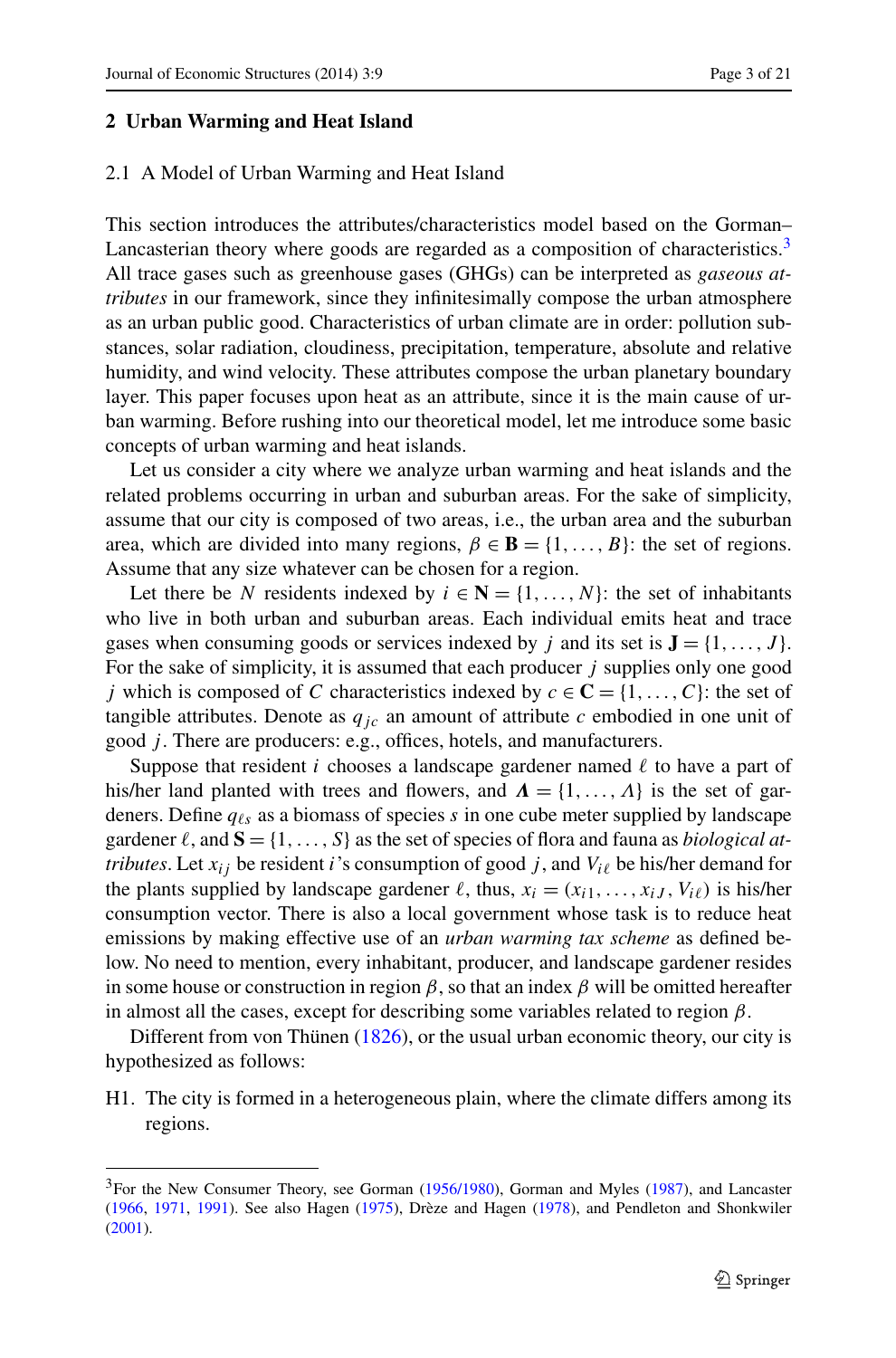## 2 Urban Warming and Heat Island

### 2.1 A Model of Urban Warming and Heat Island

This section introduces the attributes/characteristics model based on the Gorman–Lancasterian theory where goods are regarded as a composition of characteristics.[3] All trace gases such as greenhouse gases (GHGs) can be interpreted as *gaseous attributes* in our framework, since they infinitesimally compose the urban atmosphere as an urban public good. Characteristics of urban climate are in order: pollution substances, solar radiation, cloudiness, precipitation, temperature, absolute and relative humidity, and wind velocity. These attributes compose the urban planetary boundary layer. This paper focuses upon heat as an attribute, since it is the main cause of urban warming. Before rushing into our theoretical model, let me introduce some basic concepts of urban warming and heat islands.

Let us consider a city where we analyze urban warming and heat islands and the related problems occurring in urban and suburban areas. For the sake of simplicity, assume that our city is composed of two areas, i.e., the urban area and the suburban area, which are divided into many regions, $\beta \in \mathbf{B} = \{1, \ldots, B\}$: the set of regions. Assume that any size whatever can be chosen for a region.

Let there be $N$ residents indexed by $i \in \mathbf{N} = \{1, \ldots, N\}$: the set of inhabitants who live in both urban and suburban areas. Each individual emits heat and trace gases when consuming goods or services indexed by $j$ and its set is $\mathbf{J} = \{1, \ldots, J\}$. For the sake of simplicity, it is assumed that each producer $j$ supplies only one good $j$ which is composed of $C$ characteristics indexed by $c \in \mathbf{C} = \{1, \ldots, C\}$: the set of tangible attributes. Denote as $q_{jc}$ an amount of attribute $c$ embodied in one unit of good $j$. There are producers: e.g., offices, hotels, and manufacturers.

Suppose that resident $i$ chooses a landscape gardener named $\ell$ to have a part of his/her land planted with trees and flowers, and $\boldsymbol{\Lambda} = \{1, \ldots, \Lambda\}$ is the set of gardeners. Define $q_{\ell s}$ as a biomass of species $s$ in one cube meter supplied by landscape gardener $\ell$, and $\mathbf{S} = \{1, \ldots, S\}$ as the set of species of flora and fauna as *biological attributes*. Let $x_{ij}$ be resident $i$'s consumption of good $j$, and $V_{i\ell}$ be his/her demand for the plants supplied by landscape gardener $\ell$, thus, $x_i = (x_{i1}, \ldots, x_{iJ}, V_{i\ell})$ is his/her consumption vector. There is also a local government whose task is to reduce heat emissions by making effective use of an *urban warming tax scheme* as defined below. No need to mention, every inhabitant, producer, and landscape gardener resides in some house or construction in region $\beta$, so that an index $\beta$ will be omitted hereafter in almost all the cases, except for describing some variables related to region $\beta$.

Different from von Thünen (1826), or the usual urban economic theory, our city is hypothesized as follows:

H1. The city is formed in a heterogeneous plain, where the climate differs among its regions.

---

[3] For the New Consumer Theory, see Gorman (1956/1980), Gorman and Myles (1987), and Lancaster (1966, 1971, 1991). See also Hagen (1975), Drèze and Hagen (1978), and Pendleton and Shonkwiler (2001).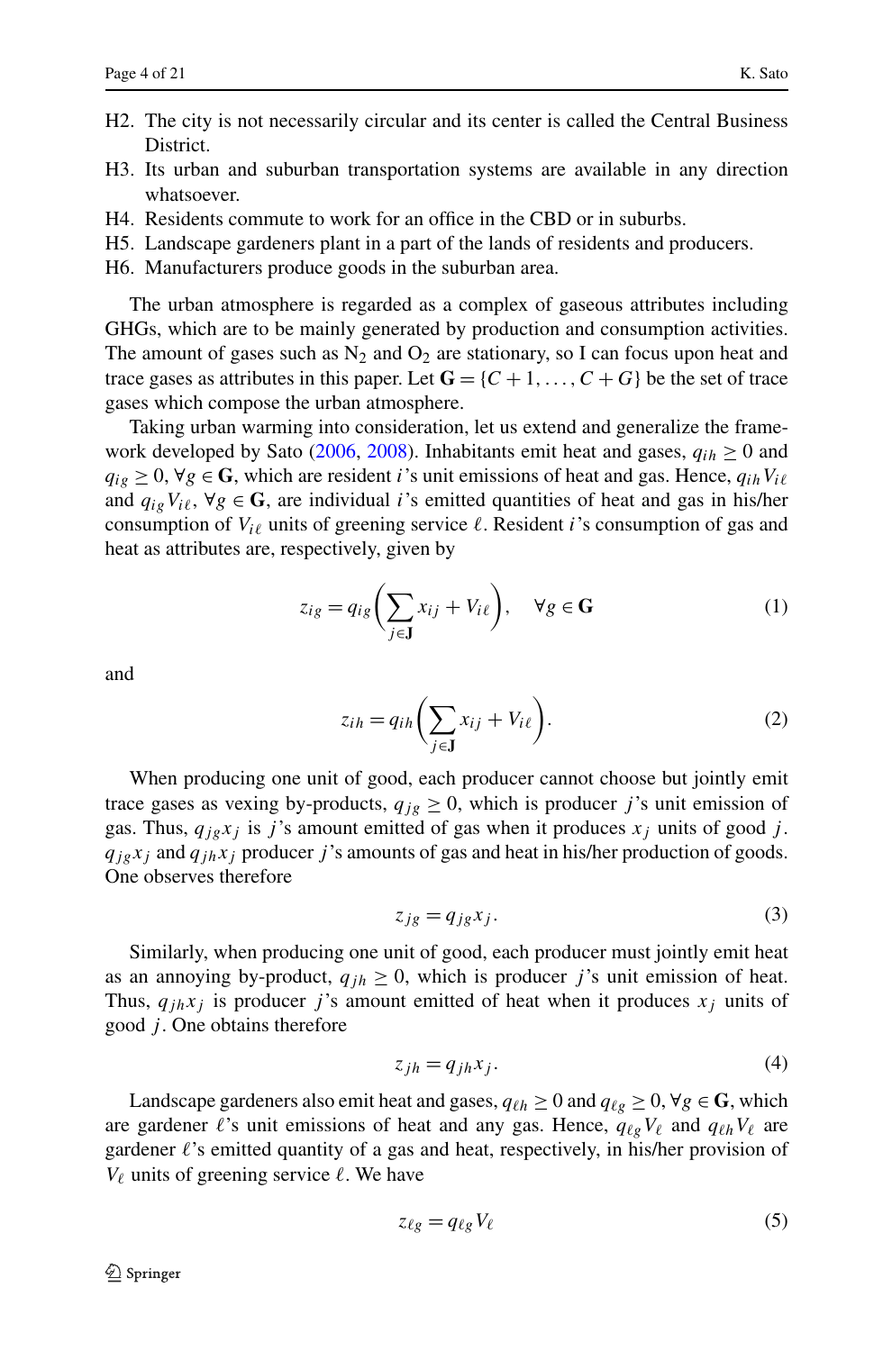H2. The city is not necessarily circular and its center is called the Central Business District.
H3. Its urban and suburban transportation systems are available in any direction whatsoever.
H4. Residents commute to work for an office in the CBD or in suburbs.
H5. Landscape gardeners plant in a part of the lands of residents and producers.
H6. Manufacturers produce goods in the suburban area.

The urban atmosphere is regarded as a complex of gaseous attributes including GHGs, which are to be mainly generated by production and consumption activities. The amount of gases such as $N_2$ and $O_2$ are stationary, so I can focus upon heat and trace gases as attributes in this paper. Let $\mathbf{G} = \{C+1, \ldots, C+G\}$ be the set of trace gases which compose the urban atmosphere.

Taking urban warming into consideration, let us extend and generalize the framework developed by Sato (2006, 2008). Inhabitants emit heat and gases, $q_{ih} \geq 0$ and $q_{ig} \geq 0$, $\forall g \in \mathbf{G}$, which are resident $i$'s unit emissions of heat and gas. Hence, $q_{ih} V_{i\ell}$ and $q_{ig} V_{i\ell}$, $\forall g \in \mathbf{G}$, are individual $i$'s emitted quantities of heat and gas in his/her consumption of $V_{i\ell}$ units of greening service $\ell$. Resident $i$'s consumption of gas and heat as attributes are, respectively, given by

$$z_{ig} = q_{ig}\left(\sum_{j \in \mathbf{J}} x_{ij} + V_{i\ell}\right), \quad \forall g \in \mathbf{G} \tag{1}$$

and

$$z_{ih} = q_{ih}\left(\sum_{j \in \mathbf{J}} x_{ij} + V_{i\ell}\right). \tag{2}$$

When producing one unit of good, each producer cannot choose but jointly emit trace gases as vexing by-products, $q_{jg} \geq 0$, which is producer $j$'s unit emission of gas. Thus, $q_{jg} x_j$ is $j$'s amount emitted of gas when it produces $x_j$ units of good $j$. $q_{jg} x_j$ and $q_{jh} x_j$ producer $j$'s amounts of gas and heat in his/her production of goods. One observes therefore

$$z_{jg} = q_{jg} x_j. \tag{3}$$

Similarly, when producing one unit of good, each producer must jointly emit heat as an annoying by-product, $q_{jh} \geq 0$, which is producer $j$'s unit emission of heat. Thus, $q_{jh} x_j$ is producer $j$'s amount emitted of heat when it produces $x_j$ units of good $j$. One obtains therefore

$$z_{jh} = q_{jh} x_j. \tag{4}$$

Landscape gardeners also emit heat and gases, $q_{\ell h} \geq 0$ and $q_{\ell g} \geq 0$, $\forall g \in \mathbf{G}$, which are gardener $\ell$'s unit emissions of heat and any gas. Hence, $q_{\ell g} V_\ell$ and $q_{\ell h} V_\ell$ are gardener $\ell$'s emitted quantity of a gas and heat, respectively, in his/her provision of $V_\ell$ units of greening service $\ell$. We have

$$z_{\ell g} = q_{\ell g} V_\ell \tag{5}$$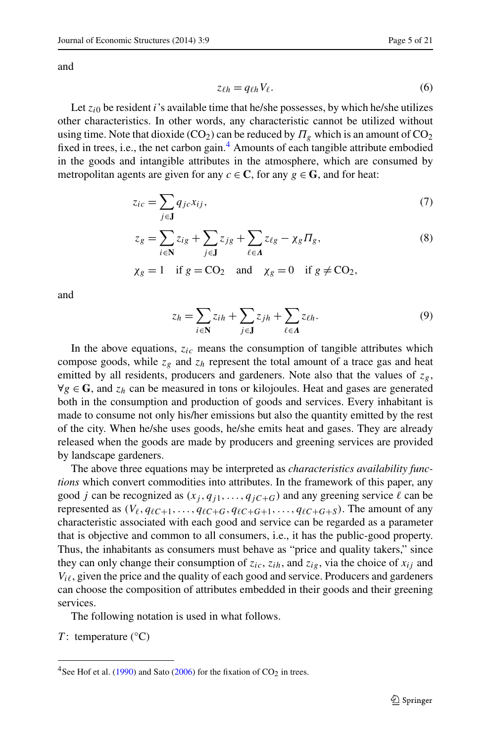and

$$z_{\ell h} = q_{\ell h} V_\ell. \tag{6}$$

Let $z_{i0}$ be resident $i$'s available time that he/she possesses, by which he/she utilizes other characteristics. In other words, any characteristic cannot be utilized without using time. Note that dioxide ($CO_2$) can be reduced by $\Pi_g$ which is an amount of $CO_2$ fixed in trees, i.e., the net carbon gain.[4] Amounts of each tangible attribute embodied in the goods and intangible attributes in the atmosphere, which are consumed by metropolitan agents are given for any $c \in \mathbf{C}$, for any $g \in \mathbf{G}$, and for heat:

$$z_{ic} = \sum_{j \in \mathbf{J}} q_{jc} x_{ij}, \tag{7}$$

$$z_g = \sum_{i \in \mathbf{N}} z_{ig} + \sum_{j \in \mathbf{J}} z_{jg} + \sum_{\ell \in \boldsymbol{\Lambda}} z_{\ell g} - \chi_g \Pi_g, \tag{8}$$

$$\chi_g = 1 \quad \text{if } g = CO_2 \quad \text{and} \quad \chi_g = 0 \quad \text{if } g \neq CO_2,$$

and

$$z_h = \sum_{i \in \mathbf{N}} z_{ih} + \sum_{j \in \mathbf{J}} z_{jh} + \sum_{\ell \in \boldsymbol{\Lambda}} z_{\ell h}. \tag{9}$$

In the above equations, $z_{ic}$ means the consumption of tangible attributes which compose goods, while $z_g$ and $z_h$ represent the total amount of a trace gas and heat emitted by all residents, producers and gardeners. Note also that the values of $z_g$, $\forall g \in \mathbf{G}$, and $z_h$ can be measured in tons or kilojoules. Heat and gases are generated both in the consumption and production of goods and services. Every inhabitant is made to consume not only his/her emissions but also the quantity emitted by the rest of the city. When he/she uses goods, he/she emits heat and gases. They are already released when the goods are made by producers and greening services are provided by landscape gardeners.

The above three equations may be interpreted as *characteristics availability functions* which convert commodities into attributes. In the framework of this paper, any good $j$ can be recognized as $(x_j, q_{j1}, \ldots, q_{jC+G})$ and any greening service $\ell$ can be represented as $(V_\ell, q_{\ell C+1}, \ldots, q_{\ell C+G}, q_{\ell C+G+1}, \ldots, q_{\ell C+G+S})$. The amount of any characteristic associated with each good and service can be regarded as a parameter that is objective and common to all consumers, i.e., it has the public-good property. Thus, the inhabitants as consumers must behave as "price and quality takers," since they can only change their consumption of $z_{ic}$, $z_{ih}$, and $z_{ig}$, via the choice of $x_{ij}$ and $V_{i\ell}$, given the price and the quality of each good and service. Producers and gardeners can choose the composition of attributes embedded in their goods and their greening services.

The following notation is used in what follows.

$T$: temperature (°C)

[4] See Hof et al. (1990) and Sato (2006) for the fixation of $CO_2$ in trees.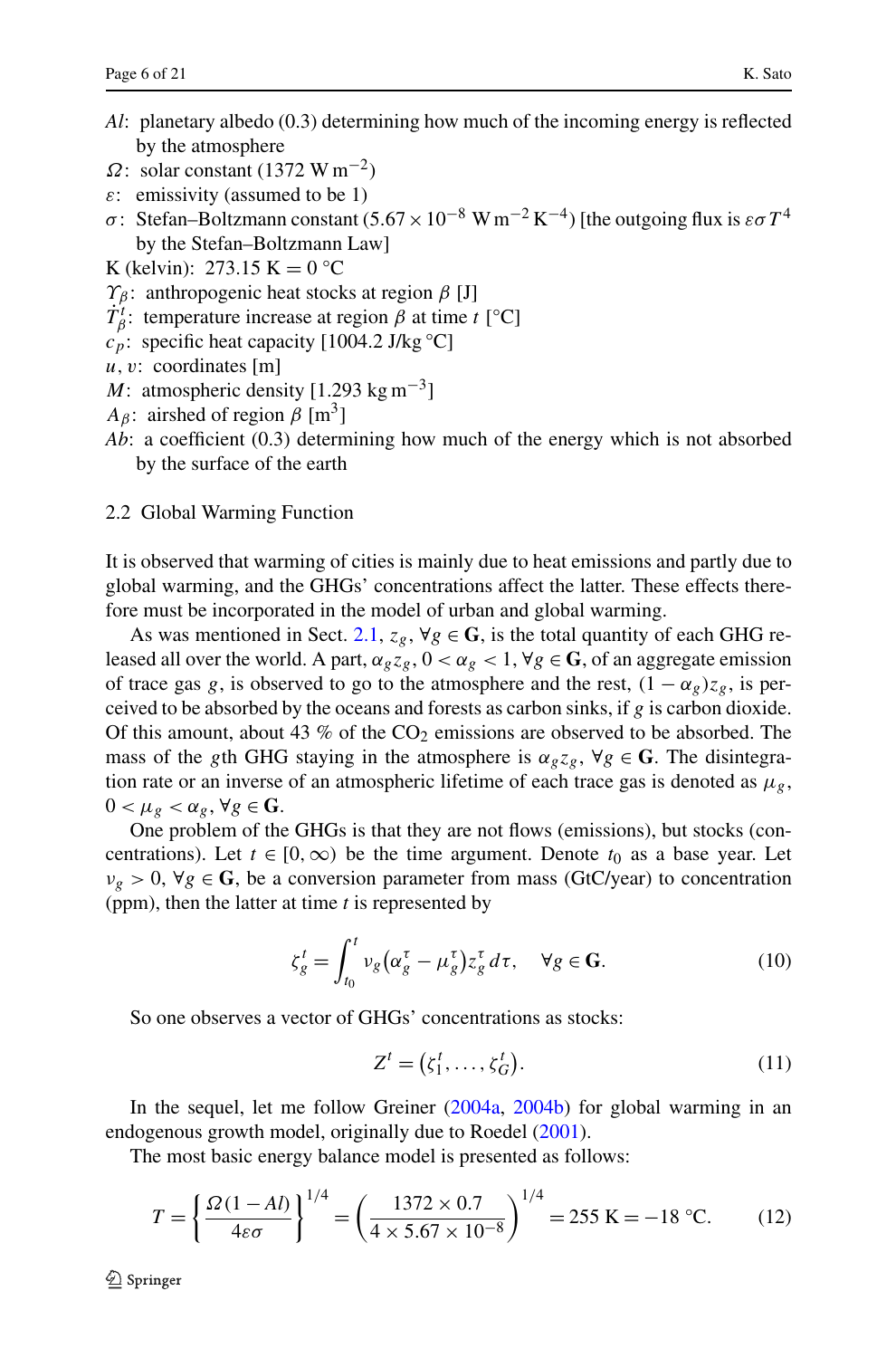- $Al$: planetary albedo (0.3) determining how much of the incoming energy is reflected by the atmosphere
- $\Omega$: solar constant (1372 $\mathrm{W\,m^{-2}}$)
- $\varepsilon$: emissivity (assumed to be 1)
- $\sigma$: Stefan–Boltzmann constant ($5.67 \times 10^{-8}$ $\mathrm{W\,m^{-2}\,K^{-4}}$) [the outgoing flux is $\varepsilon\sigma T^4$ by the Stefan–Boltzmann Law]
- K (kelvin): 273.15 K = 0 °C
- $\Upsilon_\beta$: anthropogenic heat stocks at region $\beta$ [J]
- $\dot{T}_\beta^t$: temperature increase at region $\beta$ at time $t$ [°C]
- $c_p$: specific heat capacity [1004.2 J/kg °C]
- $u, v$: coordinates [m]
- $M$: atmospheric density [1.293 $\mathrm{kg\,m^{-3}}$]
- $A_\beta$: airshed of region $\beta$ [$\mathrm{m^3}$]
- $Ab$: a coefficient (0.3) determining how much of the energy which is not absorbed by the surface of the earth

## 2.2 Global Warming Function

It is observed that warming of cities is mainly due to heat emissions and partly due to global warming, and the GHGs' concentrations affect the latter. These effects therefore must be incorporated in the model of urban and global warming.

As was mentioned in Sect. 2.1, $z_g$, $\forall g \in \mathbf{G}$, is the total quantity of each GHG released all over the world. A part, $\alpha_g z_g$, $0 < \alpha_g < 1$, $\forall g \in \mathbf{G}$, of an aggregate emission of trace gas $g$, is observed to go to the atmosphere and the rest, $(1-\alpha_g)z_g$, is perceived to be absorbed by the oceans and forests as carbon sinks, if $g$ is carbon dioxide. Of this amount, about 43 % of the $CO_2$ emissions are observed to be absorbed. The mass of the $g$th GHG staying in the atmosphere is $\alpha_g z_g$, $\forall g \in \mathbf{G}$. The disintegration rate or an inverse of an atmospheric lifetime of each trace gas is denoted as $\mu_g$, $0 < \mu_g < \alpha_g$, $\forall g \in \mathbf{G}$.

One problem of the GHGs is that they are not flows (emissions), but stocks (concentrations). Let $t \in [0, \infty)$ be the time argument. Denote $t_0$ as a base year. Let $\nu_g > 0$, $\forall g \in \mathbf{G}$, be a conversion parameter from mass (GtC/year) to concentration (ppm), then the latter at time $t$ is represented by

$$\zeta_g^t = \int_{t_0}^{t} \nu_g \left(\alpha_g^\tau - \mu_g^\tau\right) z_g^\tau \, d\tau, \quad \forall g \in \mathbf{G}. \tag{10}$$

So one observes a vector of GHGs' concentrations as stocks:

$$Z^t = \left(\zeta_1^t, \ldots, \zeta_G^t\right). \tag{11}$$

In the sequel, let me follow Greiner (2004a, 2004b) for global warming in an endogenous growth model, originally due to Roedel (2001).

The most basic energy balance model is presented as follows:

$$T = \left\{ \frac{\Omega(1-Al)}{4\varepsilon\sigma} \right\}^{1/4} = \left( \frac{1372 \times 0.7}{4 \times 5.67 \times 10^{-8}} \right)^{1/4} = 255\ \mathrm{K} = -18\ ^\circ\mathrm{C}. \tag{12}$$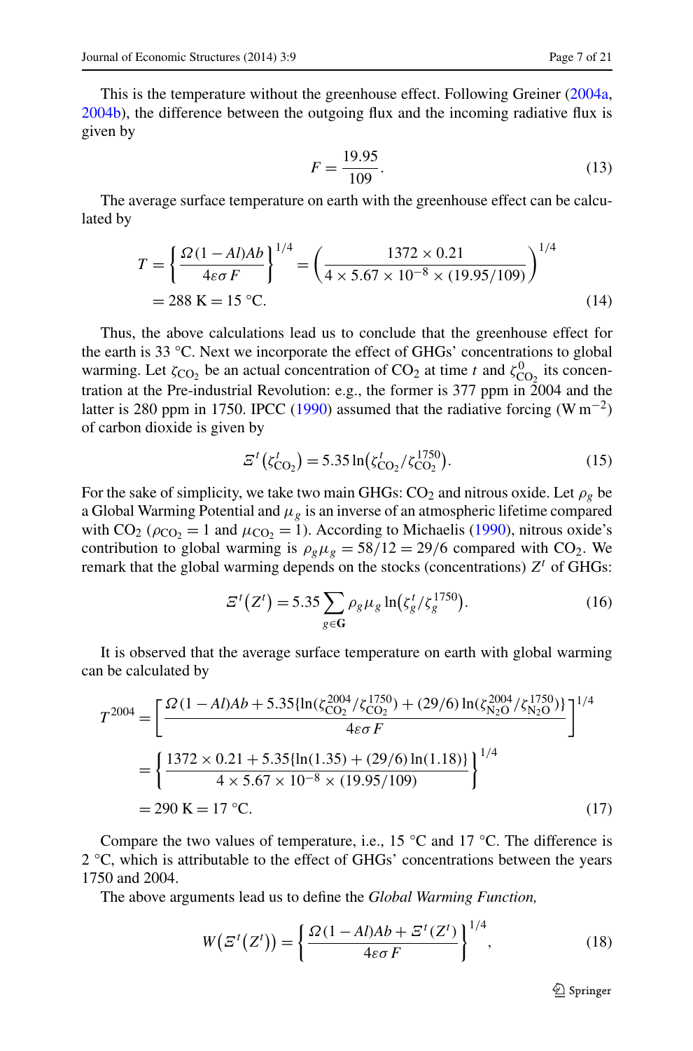This is the temperature without the greenhouse effect. Following Greiner (2004a, 2004b), the difference between the outgoing flux and the incoming radiative flux is given by

$$F = \frac{19.95}{109}. \tag{13}$$

The average surface temperature on earth with the greenhouse effect can be calculated by

$$\begin{aligned} T &= \left\{ \frac{\Omega(1-Al)Ab}{4\varepsilon\sigma F} \right\}^{1/4} = \left( \frac{1372 \times 0.21}{4 \times 5.67 \times 10^{-8} \times (19.95/109)} \right)^{1/4} \\ &= 288 \text{ K} = 15\ °\text{C}. \end{aligned} \tag{14}$$

Thus, the above calculations lead us to conclude that the greenhouse effect for the earth is 33 °C. Next we incorporate the effect of GHGs' concentrations to global warming. Let $\zeta_{CO_2}$ be an actual concentration of $CO_2$ at time $t$ and $\zeta^0_{CO_2}$ its concentration at the Pre-industrial Revolution: e.g., the former is 377 ppm in 2004 and the latter is 280 ppm in 1750. IPCC (1990) assumed that the radiative forcing ($\text{W m}^{-2}$) of carbon dioxide is given by

$$\Xi^t(\zeta^t_{CO_2}) = 5.35 \ln(\zeta^t_{CO_2}/\zeta^{1750}_{CO_2}). \tag{15}$$

For the sake of simplicity, we take two main GHGs: $CO_2$ and nitrous oxide. Let $\rho_g$ be a Global Warming Potential and $\mu_g$ is an inverse of an atmospheric lifetime compared with $CO_2$ ($\rho_{CO_2} = 1$ and $\mu_{CO_2} = 1$). According to Michaelis (1990), nitrous oxide's contribution to global warming is $\rho_g \mu_g = 58/12 = 29/6$ compared with $CO_2$. We remark that the global warming depends on the stocks (concentrations) $Z^t$ of GHGs:

$$\Xi^t(Z^t) = 5.35 \sum_{g \in \mathbf{G}} \rho_g \mu_g \ln(\zeta^t_g/\zeta^{1750}_g). \tag{16}$$

It is observed that the average surface temperature on earth with global warming can be calculated by

$$\begin{aligned} T^{2004} &= \left[ \frac{\Omega(1-Al)Ab + 5.35\{\ln(\zeta^{2004}_{CO_2}/\zeta^{1750}_{CO_2}) + (29/6)\ln(\zeta^{2004}_{N_2O}/\zeta^{1750}_{N_2O})\}}{4\varepsilon\sigma F} \right]^{1/4} \\ &= \left\{ \frac{1372 \times 0.21 + 5.35\{\ln(1.35) + (29/6)\ln(1.18)\}}{4 \times 5.67 \times 10^{-8} \times (19.95/109)} \right\}^{1/4} \\ &= 290 \text{ K} = 17\ °\text{C}. \end{aligned} \tag{17}$$

Compare the two values of temperature, i.e., 15 °C and 17 °C. The difference is 2 °C, which is attributable to the effect of GHGs' concentrations between the years 1750 and 2004.

The above arguments lead us to define the *Global Warming Function,*

$$W(\Xi^t(Z^t)) = \left\{ \frac{\Omega(1-Al)Ab + \Xi^t(Z^t)}{4\varepsilon\sigma F} \right\}^{1/4}, \tag{18}$$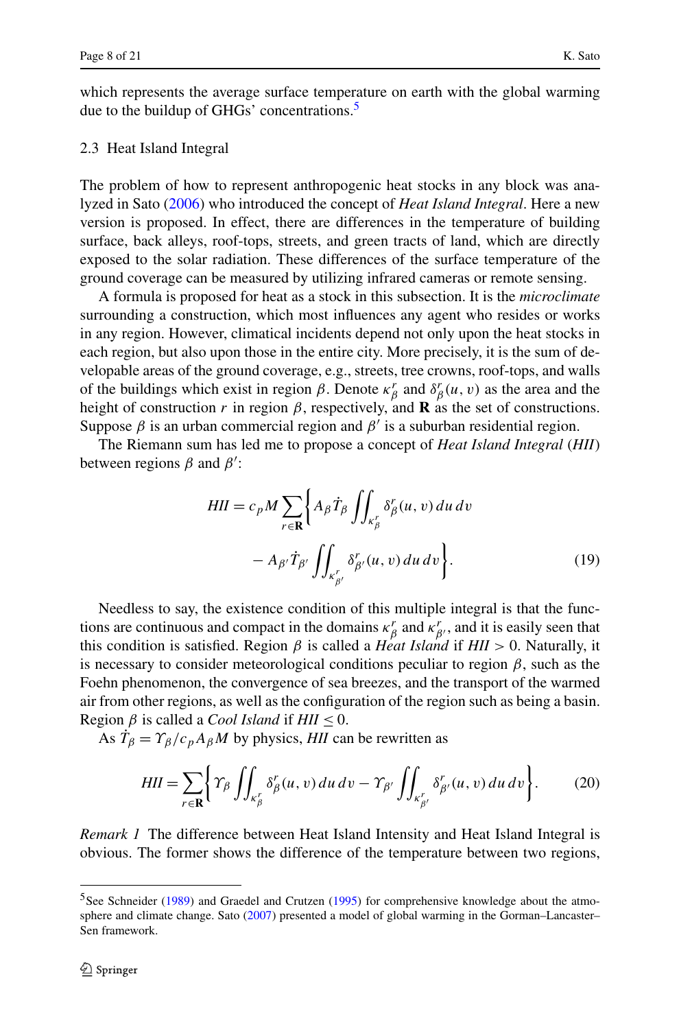which represents the average surface temperature on earth with the global warming due to the buildup of GHGs' concentrations.[5]

### 2.3 Heat Island Integral

The problem of how to represent anthropogenic heat stocks in any block was analyzed in Sato (2006) who introduced the concept of *Heat Island Integral*. Here a new version is proposed. In effect, there are differences in the temperature of building surface, back alleys, roof-tops, streets, and green tracts of land, which are directly exposed to the solar radiation. These differences of the surface temperature of the ground coverage can be measured by utilizing infrared cameras or remote sensing.

A formula is proposed for heat as a stock in this subsection. It is the *microclimate* surrounding a construction, which most influences any agent who resides or works in any region. However, climatical incidents depend not only upon the heat stocks in each region, but also upon those in the entire city. More precisely, it is the sum of developable areas of the ground coverage, e.g., streets, tree crowns, roof-tops, and walls of the buildings which exist in region $\beta$. Denote $\kappa_\beta^r$ and $\delta_\beta^r(u,v)$ as the area and the height of construction $r$ in region $\beta$, respectively, and $\mathbf{R}$ as the set of constructions. Suppose $\beta$ is an urban commercial region and $\beta'$ is a suburban residential region.

The Riemann sum has led me to propose a concept of *Heat Island Integral* (*HII*) between regions $\beta$ and $\beta'$:

$$
\begin{aligned}
HII = c_p M \sum_{r \in \mathbf{R}} \bigg\{ & A_\beta \dot{T}_\beta \iint_{\kappa_\beta^r} \delta_\beta^r(u,v)\, du\, dv \\
& - A_{\beta'} \dot{T}_{\beta'} \iint_{\kappa_{\beta'}^r} \delta_{\beta'}^r(u,v)\, du\, dv \bigg\}.
\end{aligned}
\tag{19}
$$

Needless to say, the existence condition of this multiple integral is that the functions are continuous and compact in the domains $\kappa_\beta^r$ and $\kappa_{\beta'}^r$, and it is easily seen that this condition is satisfied. Region $\beta$ is called a *Heat Island* if $HII > 0$. Naturally, it is necessary to consider meteorological conditions peculiar to region $\beta$, such as the Foehn phenomenon, the convergence of sea breezes, and the transport of the warmed air from other regions, as well as the configuration of the region such as being a basin. Region $\beta$ is called a *Cool Island* if $HII \leq 0$.

As $\dot{T}_\beta = \Upsilon_\beta / c_p A_\beta M$ by physics, *HII* can be rewritten as

$$
HII = \sum_{r \in \mathbf{R}} \bigg\{ \Upsilon_\beta \iint_{\kappa_\beta^r} \delta_\beta^r(u,v)\, du\, dv - \Upsilon_{\beta'} \iint_{\kappa_{\beta'}^r} \delta_{\beta'}^r(u,v)\, du\, dv \bigg\}. \tag{20}
$$

*Remark 1* The difference between Heat Island Intensity and Heat Island Integral is obvious. The former shows the difference of the temperature between two regions,

---

[5] See Schneider (1989) and Graedel and Crutzen (1995) for comprehensive knowledge about the atmosphere and climate change. Sato (2007) presented a model of global warming in the Gorman–Lancaster–Sen framework.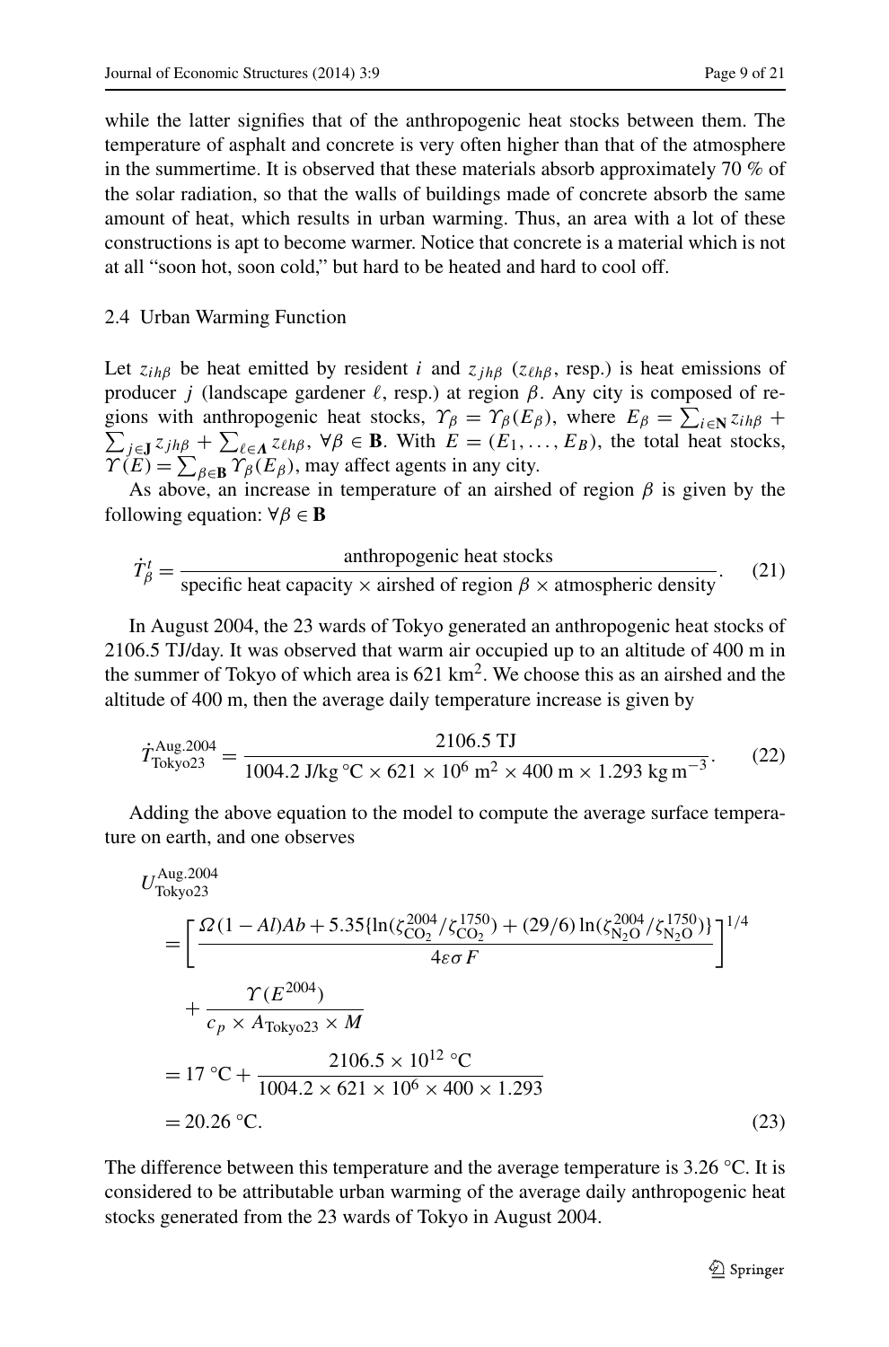while the latter signifies that of the anthropogenic heat stocks between them. The temperature of asphalt and concrete is very often higher than that of the atmosphere in the summertime. It is observed that these materials absorb approximately 70 % of the solar radiation, so that the walls of buildings made of concrete absorb the same amount of heat, which results in urban warming. Thus, an area with a lot of these constructions is apt to become warmer. Notice that concrete is a material which is not at all "soon hot, soon cold," but hard to be heated and hard to cool off.

### 2.4 Urban Warming Function

Let $z_{ih\beta}$ be heat emitted by resident $i$ and $z_{jh\beta}$ ($z_{\ell h\beta}$, resp.) is heat emissions of producer $j$ (landscape gardener $\ell$, resp.) at region $\beta$. Any city is composed of regions with anthropogenic heat stocks, $\Upsilon_\beta = \Upsilon_\beta(E_\beta)$, where $E_\beta = \sum_{i\in \mathbf{N}} z_{ih\beta} + \sum_{j\in \mathbf{J}} z_{jh\beta} + \sum_{\ell \in \boldsymbol{\Lambda}} z_{\ell h\beta}$, $\forall \beta \in \mathbf{B}$. With $E = (E_1, \ldots, E_B)$, the total heat stocks, $\Upsilon(E) = \sum_{\beta\in\mathbf{B}} \Upsilon_\beta(E_\beta)$, may affect agents in any city.

As above, an increase in temperature of an airshed of region $\beta$ is given by the following equation: $\forall \beta \in \mathbf{B}$

$$\dot{T}^t_\beta = \frac{\text{anthropogenic heat stocks}}{\text{specific heat capacity} \times \text{airshed of region } \beta \times \text{atmospheric density}}. \tag{21}$$

In August 2004, the 23 wards of Tokyo generated an anthropogenic heat stocks of 2106.5 TJ/day. It was observed that warm air occupied up to an altitude of 400 m in the summer of Tokyo of which area is 621 km$^2$. We choose this as an airshed and the altitude of 400 m, then the average daily temperature increase is given by

$$\dot{T}^{\text{Aug.2004}}_{\text{Tokyo23}} = \frac{2106.5 \text{ TJ}}{1004.2 \text{ J/kg °C} \times 621 \times 10^6 \text{ m}^2 \times 400 \text{ m} \times 1.293 \text{ kg m}^{-3}}. \tag{22}$$

Adding the above equation to the model to compute the average surface temperature on earth, and one observes

$$\begin{aligned}
&U^{\text{Aug.2004}}_{\text{Tokyo23}} \\
&= \left[\frac{\Omega(1-Al)Ab + 5.35\{\ln(\zeta^{2004}_{\text{CO}_2}/\zeta^{1750}_{\text{CO}_2}) + (29/6)\ln(\zeta^{2004}_{\text{N}_2\text{O}}/\zeta^{1750}_{\text{N}_2\text{O}})\}}{4\varepsilon\sigma F}\right]^{1/4} \\
&\quad + \frac{\Upsilon(E^{2004})}{c_p \times A_{\text{Tokyo23}} \times M} \\
&= 17\text{ °C} + \frac{2106.5 \times 10^{12}\text{ °C}}{1004.2 \times 621 \times 10^6 \times 400 \times 1.293} \\
&= 20.26\text{ °C}.
\end{aligned} \tag{23}$$

The difference between this temperature and the average temperature is 3.26 °C. It is considered to be attributable urban warming of the average daily anthropogenic heat stocks generated from the 23 wards of Tokyo in August 2004.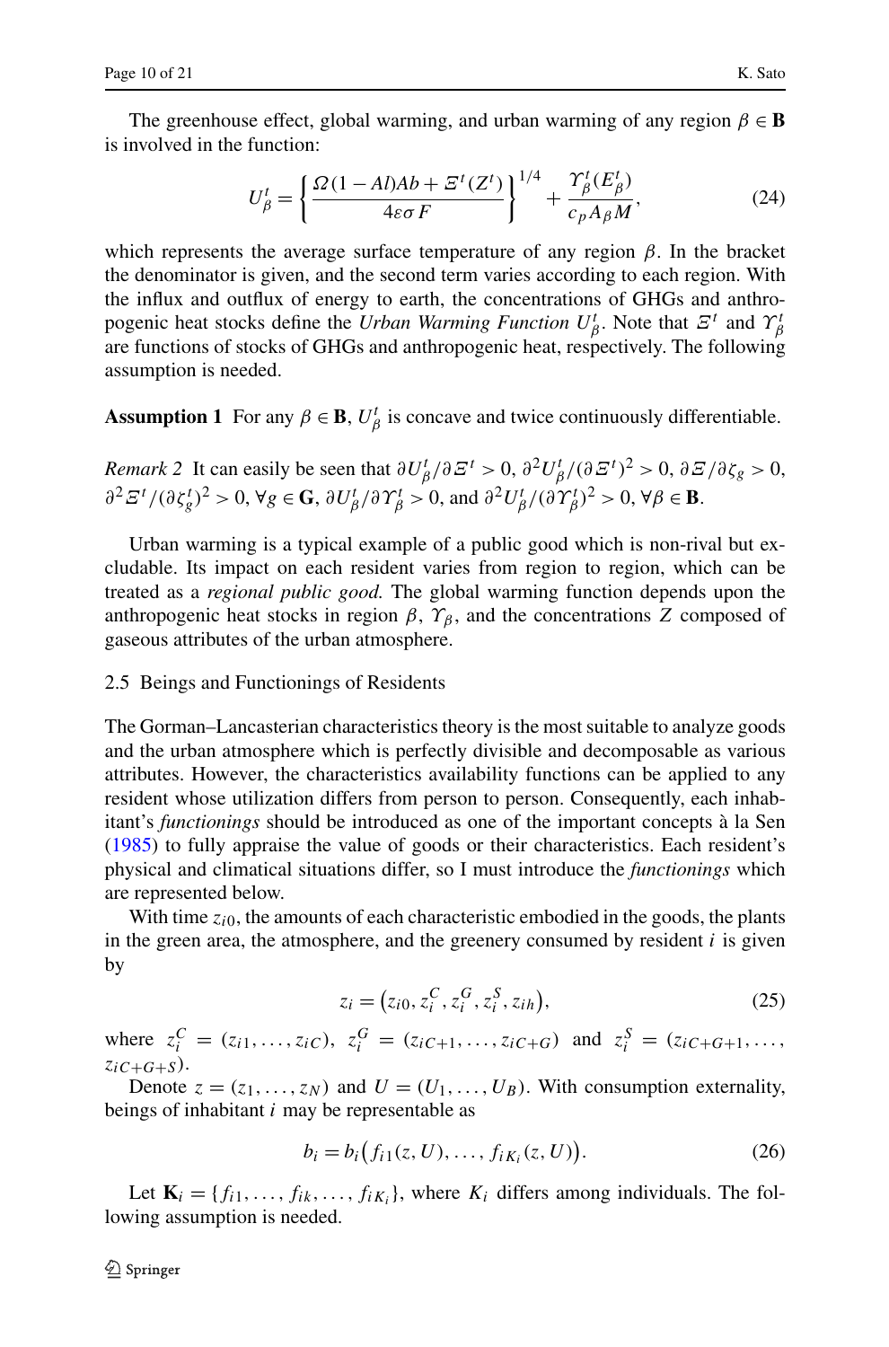The greenhouse effect, global warming, and urban warming of any region $\beta \in \mathbf{B}$ is involved in the function:

$$U_\beta^t = \left\{ \frac{\Omega(1 - Al)Ab + \Xi^t(Z^t)}{4\varepsilon\sigma F} \right\}^{1/4} + \frac{\Upsilon_\beta^t(E_\beta^t)}{c_p A_\beta M}, \tag{24}$$

which represents the average surface temperature of any region $\beta$. In the bracket the denominator is given, and the second term varies according to each region. With the influx and outflux of energy to earth, the concentrations of GHGs and anthropogenic heat stocks define the *Urban Warming Function* $U_\beta^t$. Note that $\Xi^t$ and $\Upsilon_\beta^t$ are functions of stocks of GHGs and anthropogenic heat, respectively. The following assumption is needed.

**Assumption 1** For any $\beta \in \mathbf{B}$, $U_\beta^t$ is concave and twice continuously differentiable.

*Remark 2* It can easily be seen that $\partial U_\beta^t / \partial \Xi^t > 0$, $\partial^2 U_\beta^t / (\partial \Xi^t)^2 > 0$, $\partial \Xi / \partial \zeta_g > 0$, $\partial^2 \Xi^t / (\partial \zeta_g^t)^2 > 0$, $\forall g \in \mathbf{G}$, $\partial U_\beta^t / \partial \Upsilon_\beta^t > 0$, and $\partial^2 U_\beta^t / (\partial \Upsilon_\beta^t)^2 > 0$, $\forall \beta \in \mathbf{B}$.

Urban warming is a typical example of a public good which is non-rival but excludable. Its impact on each resident varies from region to region, which can be treated as a *regional public good.* The global warming function depends upon the anthropogenic heat stocks in region $\beta$, $\Upsilon_\beta$, and the concentrations $Z$ composed of gaseous attributes of the urban atmosphere.

### 2.5 Beings and Functionings of Residents

The Gorman–Lancasterian characteristics theory is the most suitable to analyze goods and the urban atmosphere which is perfectly divisible and decomposable as various attributes. However, the characteristics availability functions can be applied to any resident whose utilization differs from person to person. Consequently, each inhabitant's *functionings* should be introduced as one of the important concepts à la Sen (1985) to fully appraise the value of goods or their characteristics. Each resident's physical and climatical situations differ, so I must introduce the *functionings* which are represented below.

With time $z_{i0}$, the amounts of each characteristic embodied in the goods, the plants in the green area, the atmosphere, and the greenery consumed by resident $i$ is given by

$$z_i = \left(z_{i0}, z_i^C, z_i^G, z_i^S, z_{ih}\right), \tag{25}$$

where $z_i^C = (z_{i1}, \ldots, z_{iC})$, $z_i^G = (z_{iC+1}, \ldots, z_{iC+G})$ and $z_i^S = (z_{iC+G+1}, \ldots, z_{iC+G+S})$.

Denote $z = (z_1, \ldots, z_N)$ and $U = (U_1, \ldots, U_B)$. With consumption externality, beings of inhabitant $i$ may be representable as

$$b_i = b_i\left(f_{i1}(z, U), \ldots, f_{iK_i}(z, U)\right). \tag{26}$$

Let $\mathbf{K}_i = \{f_{i1}, \ldots, f_{ik}, \ldots, f_{iK_i}\}$, where $K_i$ differs among individuals. The following assumption is needed.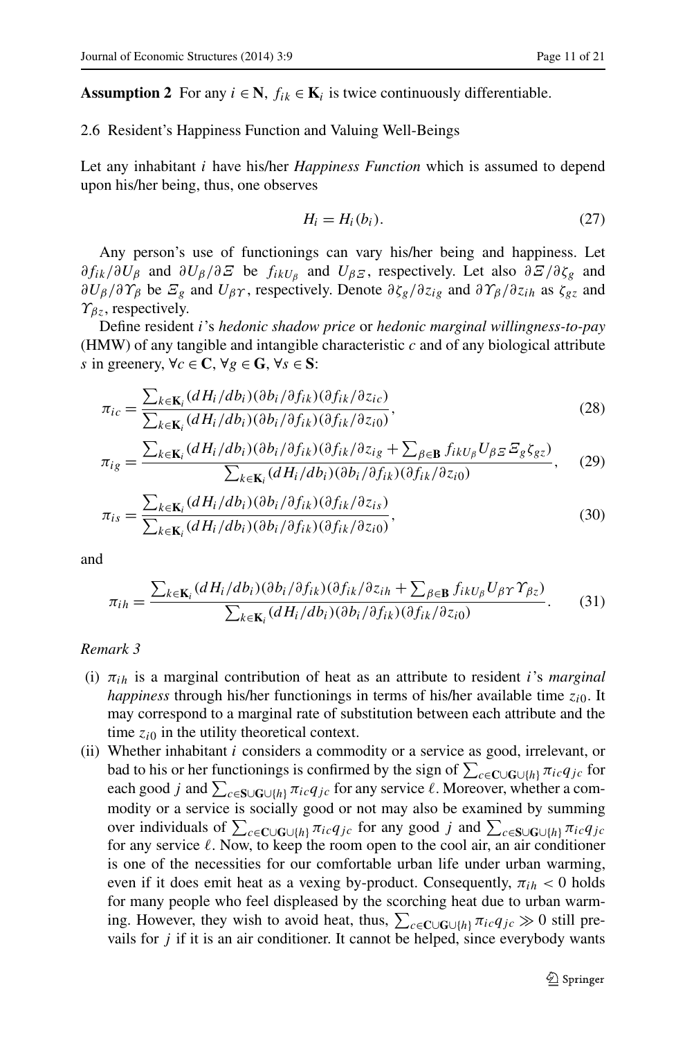**Assumption 2** For any $i \in \mathbf{N}$, $f_{ik} \in \mathbf{K}_i$ is twice continuously differentiable.

### 2.6 Resident's Happiness Function and Valuing Well-Beings

Let any inhabitant $i$ have his/her *Happiness Function* which is assumed to depend upon his/her being, thus, one observes

$$H_i = H_i(b_i). \tag{27}$$

Any person's use of functionings can vary his/her being and happiness. Let $\partial f_{ik}/\partial U_\beta$ and $\partial U_\beta/\partial \Xi$ be $f_{ikU_\beta}$ and $U_{\beta\Xi}$, respectively. Let also $\partial \Xi/\partial \zeta_g$ and $\partial U_\beta/\partial \Upsilon_\beta$ be $\Xi_g$ and $U_{\beta\Upsilon}$, respectively. Denote $\partial \zeta_g/\partial z_{ig}$ and $\partial \Upsilon_\beta/\partial z_{ih}$ as $\zeta_{gz}$ and $\Upsilon_{\beta z}$, respectively.

Define resident $i$'s *hedonic shadow price* or *hedonic marginal willingness-to-pay* (HMW) of any tangible and intangible characteristic $c$ and of any biological attribute $s$ in greenery, $\forall c \in \mathbf{C}$, $\forall g \in \mathbf{G}$, $\forall s \in \mathbf{S}$:

$$\pi_{ic} = \frac{\sum_{k\in\mathbf{K}_i}(dH_i/db_i)(\partial b_i/\partial f_{ik})(\partial f_{ik}/\partial z_{ic})}{\sum_{k\in\mathbf{K}_i}(dH_i/db_i)(\partial b_i/\partial f_{ik})(\partial f_{ik}/\partial z_{i0})}, \tag{28}$$

$$\pi_{ig} = \frac{\sum_{k\in\mathbf{K}_i}(dH_i/db_i)(\partial b_i/\partial f_{ik})(\partial f_{ik}/\partial z_{ig} + \sum_{\beta\in\mathbf{B}} f_{ikU_\beta}U_{\beta\Xi}\Xi_g\zeta_{gz})}{\sum_{k\in\mathbf{K}_i}(dH_i/db_i)(\partial b_i/\partial f_{ik})(\partial f_{ik}/\partial z_{i0})}, \tag{29}$$

$$\pi_{is} = \frac{\sum_{k\in\mathbf{K}_i}(dH_i/db_i)(\partial b_i/\partial f_{ik})(\partial f_{ik}/\partial z_{is})}{\sum_{k\in\mathbf{K}_i}(dH_i/db_i)(\partial b_i/\partial f_{ik})(\partial f_{ik}/\partial z_{i0})}, \tag{30}$$

and

$$\pi_{ih} = \frac{\sum_{k\in\mathbf{K}_i}(dH_i/db_i)(\partial b_i/\partial f_{ik})(\partial f_{ik}/\partial z_{ih} + \sum_{\beta\in\mathbf{B}} f_{ikU_\beta}U_{\beta\Upsilon}\Upsilon_{\beta z})}{\sum_{k\in\mathbf{K}_i}(dH_i/db_i)(\partial b_i/\partial f_{ik})(\partial f_{ik}/\partial z_{i0})}. \tag{31}$$

*Remark 3*

- (i) $\pi_{ih}$ is a marginal contribution of heat as an attribute to resident $i$'s *marginal happiness* through his/her functionings in terms of his/her available time $z_{i0}$. It may correspond to a marginal rate of substitution between each attribute and the time $z_{i0}$ in the utility theoretical context.
- (ii) Whether inhabitant $i$ considers a commodity or a service as good, irrelevant, or bad to his or her functionings is confirmed by the sign of $\sum_{c\in\mathbf{C}\cup\mathbf{G}\cup\{h\}}\pi_{ic}q_{jc}$ for each good $j$ and $\sum_{c\in\mathbf{S}\cup\mathbf{G}\cup\{h\}}\pi_{ic}q_{jc}$ for any service $\ell$. Moreover, whether a commodity or a service is socially good or not may also be examined by summing over individuals of $\sum_{c\in\mathbf{C}\cup\mathbf{G}\cup\{h\}}\pi_{ic}q_{jc}$ for any good $j$ and $\sum_{c\in\mathbf{S}\cup\mathbf{G}\cup\{h\}}\pi_{ic}q_{jc}$ for any service $\ell$. Now, to keep the room open to the cool air, an air conditioner is one of the necessities for our comfortable urban life under urban warming, even if it does emit heat as a vexing by-product. Consequently, $\pi_{ih} < 0$ holds for many people who feel displeased by the scorching heat due to urban warming. However, they wish to avoid heat, thus, $\sum_{c\in\mathbf{C}\cup\mathbf{G}\cup\{h\}}\pi_{ic}q_{jc} \gg 0$ still prevails for $j$ if it is an air conditioner. It cannot be helped, since everybody wants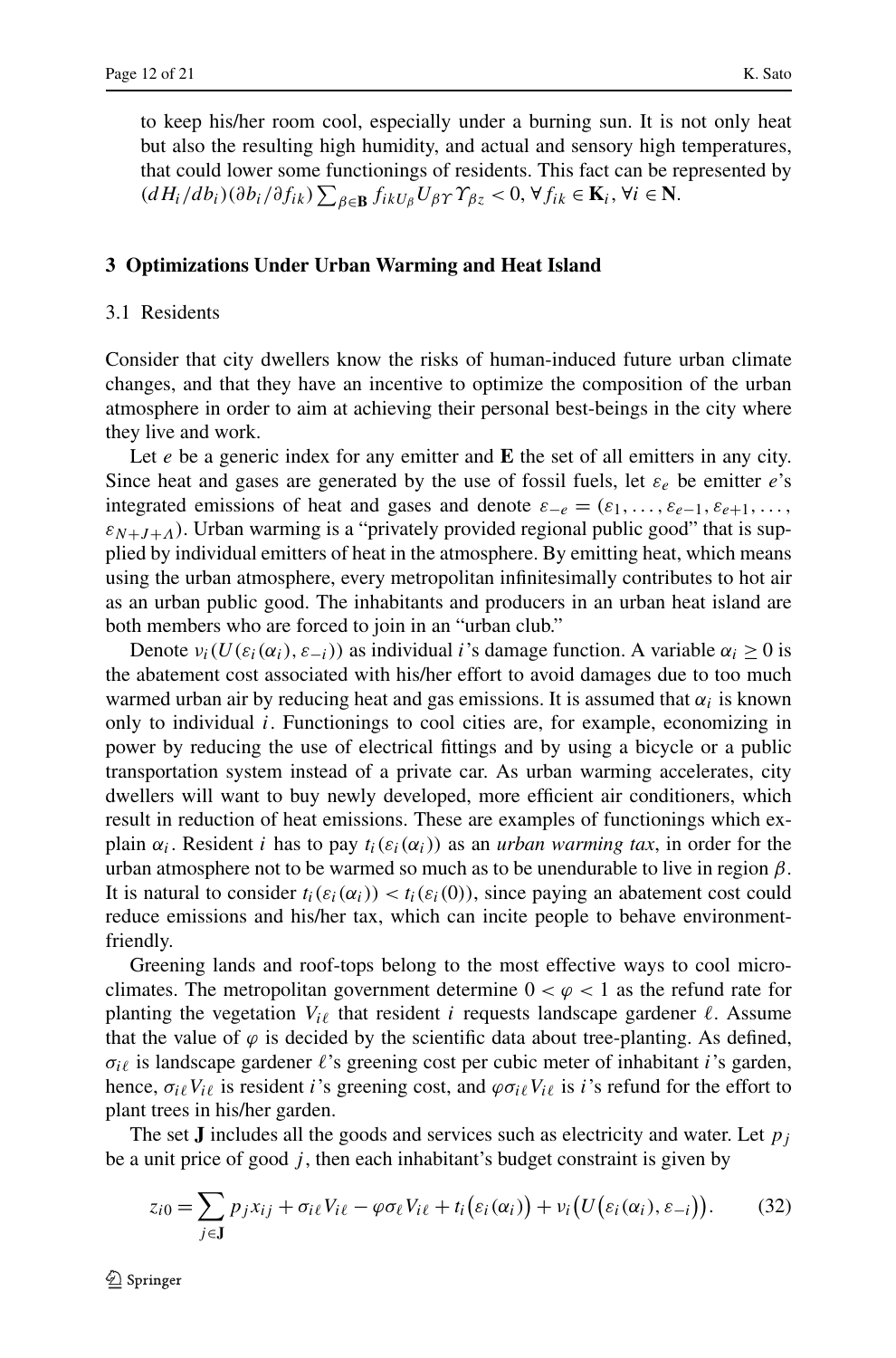to keep his/her room cool, especially under a burning sun. It is not only heat but also the resulting high humidity, and actual and sensory high temperatures, that could lower some functionings of residents. This fact can be represented by $(dH_i/db_i)(\partial b_i/\partial f_{ik})\sum_{\beta\in\mathbf{B}} f_{ikU_\beta}U_{\beta\Upsilon}\Upsilon_{\beta z} < 0, \forall f_{ik} \in \mathbf{K}_i, \forall i \in \mathbf{N}$.

## 3 Optimizations Under Urban Warming and Heat Island

### 3.1 Residents

Consider that city dwellers know the risks of human-induced future urban climate changes, and that they have an incentive to optimize the composition of the urban atmosphere in order to aim at achieving their personal best-beings in the city where they live and work.

Let $e$ be a generic index for any emitter and $\mathbf{E}$ the set of all emitters in any city. Since heat and gases are generated by the use of fossil fuels, let $\varepsilon_e$ be emitter $e$'s integrated emissions of heat and gases and denote $\varepsilon_{-e} = (\varepsilon_1, \ldots, \varepsilon_{e-1}, \varepsilon_{e+1}, \ldots, \varepsilon_{N+J+\Lambda})$. Urban warming is a "privately provided regional public good" that is supplied by individual emitters of heat in the atmosphere. By emitting heat, which means using the urban atmosphere, every metropolitan infinitesimally contributes to hot air as an urban public good. The inhabitants and producers in an urban heat island are both members who are forced to join in an "urban club."

Denote $\nu_i(U(\varepsilon_i(\alpha_i), \varepsilon_{-i}))$ as individual $i$'s damage function. A variable $\alpha_i \geq 0$ is the abatement cost associated with his/her effort to avoid damages due to too much warmed urban air by reducing heat and gas emissions. It is assumed that $\alpha_i$ is known only to individual $i$. Functionings to cool cities are, for example, economizing in power by reducing the use of electrical fittings and by using a bicycle or a public transportation system instead of a private car. As urban warming accelerates, city dwellers will want to buy newly developed, more efficient air conditioners, which result in reduction of heat emissions. These are examples of functionings which explain $\alpha_i$. Resident $i$ has to pay $t_i(\varepsilon_i(\alpha_i))$ as an *urban warming tax*, in order for the urban atmosphere not to be warmed so much as to be unendurable to live in region $\beta$. It is natural to consider $t_i(\varepsilon_i(\alpha_i)) < t_i(\varepsilon_i(0))$, since paying an abatement cost could reduce emissions and his/her tax, which can incite people to behave environment-friendly.

Greening lands and roof-tops belong to the most effective ways to cool microclimates. The metropolitan government determine $0 < \varphi < 1$ as the refund rate for planting the vegetation $V_{i\ell}$ that resident $i$ requests landscape gardener $\ell$. Assume that the value of $\varphi$ is decided by the scientific data about tree-planting. As defined, $\sigma_{i\ell}$ is landscape gardener $\ell$'s greening cost per cubic meter of inhabitant $i$'s garden, hence, $\sigma_{i\ell}V_{i\ell}$ is resident $i$'s greening cost, and $\varphi\sigma_{i\ell}V_{i\ell}$ is $i$'s refund for the effort to plant trees in his/her garden.

The set $\mathbf{J}$ includes all the goods and services such as electricity and water. Let $p_j$ be a unit price of good $j$, then each inhabitant's budget constraint is given by

$$z_{i0} = \sum_{j\in\mathbf{J}} p_j x_{ij} + \sigma_{i\ell}V_{i\ell} - \varphi\sigma_{\ell}V_{i\ell} + t_i\big(\varepsilon_i(\alpha_i)\big) + \nu_i\big(U\big(\varepsilon_i(\alpha_i), \varepsilon_{-i}\big)\big). \tag{32}$$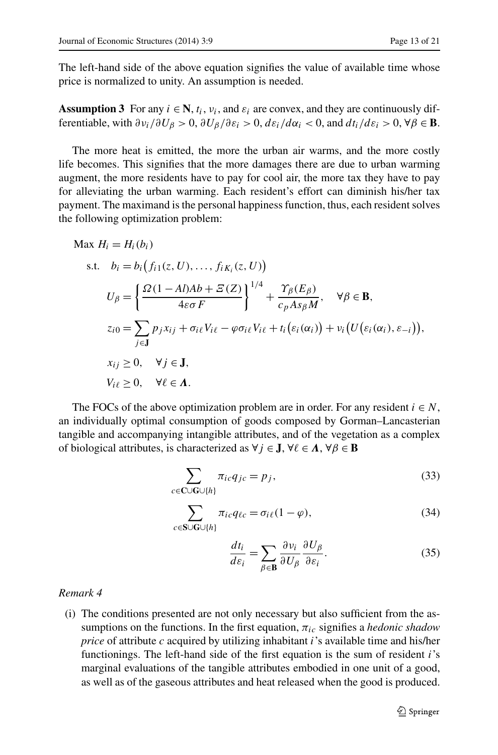The left-hand side of the above equation signifies the value of available time whose price is normalized to unity. An assumption is needed.

**Assumption 3** For any $i \in \mathbf{N}$, $t_i$, $\nu_i$, and $\varepsilon_i$ are convex, and they are continuously differentiable, with $\partial \nu_i/\partial U_\beta > 0$, $\partial U_\beta/\partial \varepsilon_i > 0$, $d\varepsilon_i/d\alpha_i < 0$, and $dt_i/d\varepsilon_i > 0$, $\forall \beta \in \mathbf{B}$.

The more heat is emitted, the more the urban air warms, and the more costly life becomes. This signifies that the more damages there are due to urban warming augment, the more residents have to pay for cool air, the more tax they have to pay for alleviating the urban warming. Each resident's effort can diminish his/her tax payment. The maximand is the personal happiness function, thus, each resident solves the following optimization problem:

$$
\begin{aligned}
\text{Max } & H_i = H_i(b_i) \\
\text{s.t. } \quad & b_i = b_i\big(f_{i1}(z, U), \ldots, f_{iK_i}(z, U)\big) \\
& U_\beta = \left\{ \frac{\Omega(1 - Al)Ab + \Xi(Z)}{4\varepsilon\sigma F} \right\}^{1/4} + \frac{\Upsilon_\beta(E_\beta)}{c_p A s_\beta M}, \quad \forall \beta \in \mathbf{B}, \\
& z_{i0} = \sum_{j \in \mathbf{J}} p_j x_{ij} + \sigma_{i\ell} V_{i\ell} - \varphi \sigma_{i\ell} V_{i\ell} + t_i\big(\varepsilon_i(\alpha_i)\big) + \nu_i\big(U\big(\varepsilon_i(\alpha_i), \varepsilon_{-i}\big)\big), \\
& x_{ij} \geq 0, \quad \forall j \in \mathbf{J}, \\
& V_{i\ell} \geq 0, \quad \forall \ell \in \boldsymbol{\Lambda}.
\end{aligned}
$$

The FOCs of the above optimization problem are in order. For any resident $i \in N$, an individually optimal consumption of goods composed by Gorman–Lancasterian tangible and accompanying intangible attributes, and of the vegetation as a complex of biological attributes, is characterized as $\forall j \in \mathbf{J}$, $\forall \ell \in \boldsymbol{\Lambda}$, $\forall \beta \in \mathbf{B}$

$$
\sum_{c \in \mathbf{C} \cup \mathbf{G} \cup \{h\}} \pi_{ic} q_{jc} = p_j, \tag{33}
$$

$$
\sum_{c \in \mathbf{S} \cup \mathbf{G} \cup \{h\}} \pi_{ic} q_{\ell c} = \sigma_{i\ell}(1 - \varphi), \tag{34}
$$

$$
\frac{dt_i}{d\varepsilon_i} = \sum_{\beta \in \mathbf{B}} \frac{\partial \nu_i}{\partial U_\beta} \frac{\partial U_\beta}{\partial \varepsilon_i}. \tag{35}
$$

*Remark 4*

(i) The conditions presented are not only necessary but also sufficient from the assumptions on the functions. In the first equation, $\pi_{ic}$ signifies a *hedonic shadow price* of attribute $c$ acquired by utilizing inhabitant $i$'s available time and his/her functionings. The left-hand side of the first equation is the sum of resident $i$'s marginal evaluations of the tangible attributes embodied in one unit of a good, as well as of the gaseous attributes and heat released when the good is produced.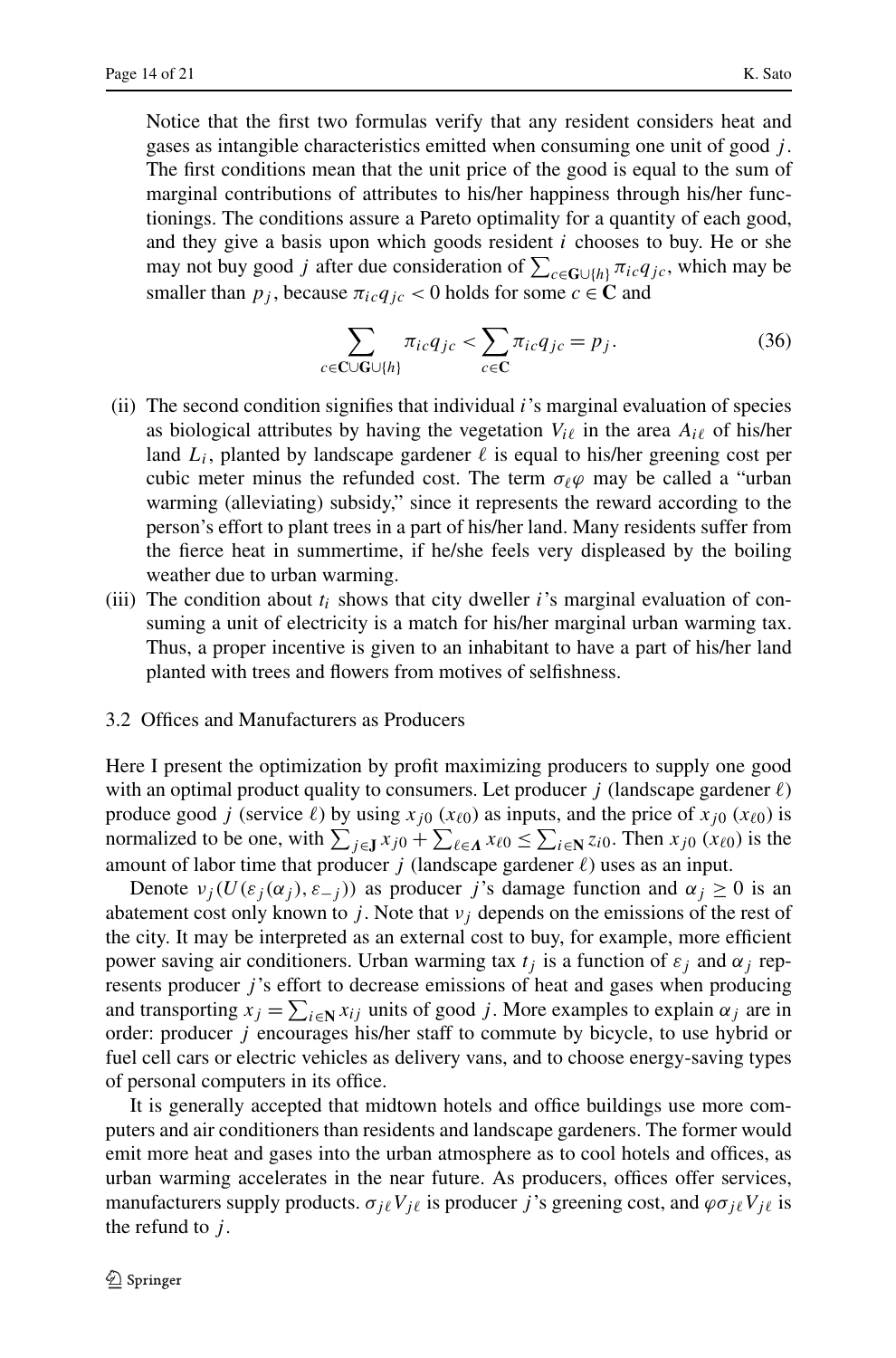Notice that the first two formulas verify that any resident considers heat and gases as intangible characteristics emitted when consuming one unit of good $j$. The first conditions mean that the unit price of the good is equal to the sum of marginal contributions of attributes to his/her happiness through his/her functionings. The conditions assure a Pareto optimality for a quantity of each good, and they give a basis upon which goods resident $i$ chooses to buy. He or she may not buy good $j$ after due consideration of $\sum_{c\in\mathbf{G}\cup\{h\}}\pi_{ic}q_{jc}$, which may be smaller than $p_j$, because $\pi_{ic}q_{jc} < 0$ holds for some $c \in \mathbf{C}$ and

$$\sum_{c\in\mathbf{C}\cup\mathbf{G}\cup\{h\}}\pi_{ic}q_{jc} < \sum_{c\in\mathbf{C}}\pi_{ic}q_{jc} = p_j. \tag{36}$$

(ii) The second condition signifies that individual $i$'s marginal evaluation of species as biological attributes by having the vegetation $V_{i\ell}$ in the area $A_{i\ell}$ of his/her land $L_i$, planted by landscape gardener $\ell$ is equal to his/her greening cost per cubic meter minus the refunded cost. The term $\sigma_\ell\varphi$ may be called a "urban warming (alleviating) subsidy," since it represents the reward according to the person's effort to plant trees in a part of his/her land. Many residents suffer from the fierce heat in summertime, if he/she feels very displeased by the boiling weather due to urban warming.

(iii) The condition about $t_i$ shows that city dweller $i$'s marginal evaluation of consuming a unit of electricity is a match for his/her marginal urban warming tax. Thus, a proper incentive is given to an inhabitant to have a part of his/her land planted with trees and flowers from motives of selfishness.

### 3.2 Offices and Manufacturers as Producers

Here I present the optimization by profit maximizing producers to supply one good with an optimal product quality to consumers. Let producer $j$ (landscape gardener $\ell$) produce good $j$ (service $\ell$) by using $x_{j0}$ ($x_{\ell 0}$) as inputs, and the price of $x_{j0}$ ($x_{\ell 0}$) is normalized to be one, with $\sum_{j\in\mathbf{J}}x_{j0} + \sum_{\ell\in\mathbf{\Lambda}}x_{\ell 0} \le \sum_{i\in\mathbf{N}}z_{i0}$. Then $x_{j0}$ ($x_{\ell 0}$) is the amount of labor time that producer $j$ (landscape gardener $\ell$) uses as an input.

Denote $\nu_j(U(\varepsilon_j(\alpha_j), \varepsilon_{-j}))$ as producer $j$'s damage function and $\alpha_j \ge 0$ is an abatement cost only known to $j$. Note that $\nu_j$ depends on the emissions of the rest of the city. It may be interpreted as an external cost to buy, for example, more efficient power saving air conditioners. Urban warming tax $t_j$ is a function of $\varepsilon_j$ and $\alpha_j$ represents producer $j$'s effort to decrease emissions of heat and gases when producing and transporting $x_j = \sum_{i\in\mathbf{N}}x_{ij}$ units of good $j$. More examples to explain $\alpha_j$ are in order: producer $j$ encourages his/her staff to commute by bicycle, to use hybrid or fuel cell cars or electric vehicles as delivery vans, and to choose energy-saving types of personal computers in its office.

It is generally accepted that midtown hotels and office buildings use more computers and air conditioners than residents and landscape gardeners. The former would emit more heat and gases into the urban atmosphere as to cool hotels and offices, as urban warming accelerates in the near future. As producers, offices offer services, manufacturers supply products. $\sigma_{j\ell}V_{j\ell}$ is producer $j$'s greening cost, and $\varphi\sigma_{j\ell}V_{j\ell}$ is the refund to $j$.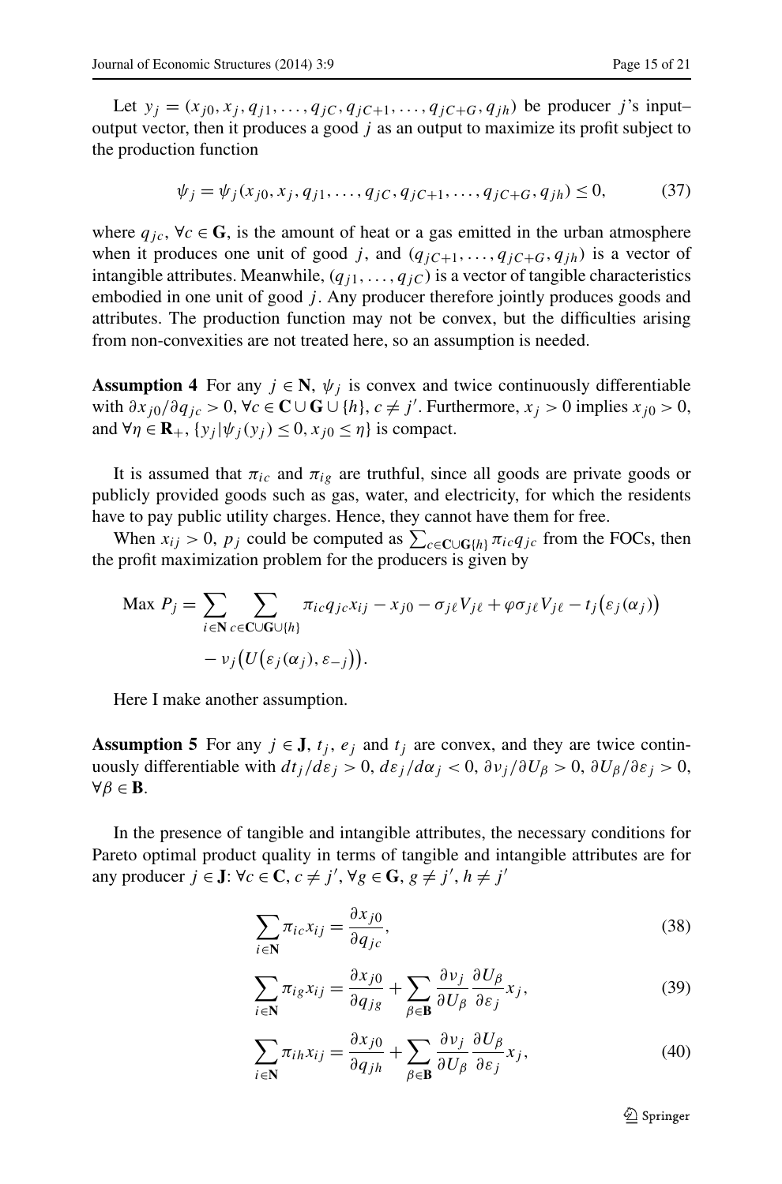Let $y_j = (x_{j0}, x_j, q_{j1}, \ldots, q_{jC}, q_{jC+1}, \ldots, q_{jC+G}, q_{jh})$ be producer $j$'s input–output vector, then it produces a good $j$ as an output to maximize its profit subject to the production function

$$\psi_j = \psi_j(x_{j0}, x_j, q_{j1}, \ldots, q_{jC}, q_{jC+1}, \ldots, q_{jC+G}, q_{jh}) \leq 0, \tag{37}$$

where $q_{jc}$, $\forall c \in \mathbf{G}$, is the amount of heat or a gas emitted in the urban atmosphere when it produces one unit of good $j$, and $(q_{jC+1}, \ldots, q_{jC+G}, q_{jh})$ is a vector of intangible attributes. Meanwhile, $(q_{j1}, \ldots, q_{jC})$ is a vector of tangible characteristics embodied in one unit of good $j$. Any producer therefore jointly produces goods and attributes. The production function may not be convex, but the difficulties arising from non-convexities are not treated here, so an assumption is needed.

**Assumption 4** For any $j \in \mathbf{N}$, $\psi_j$ is convex and twice continuously differentiable with $\partial x_{j0}/\partial q_{jc} > 0$, $\forall c \in \mathbf{C} \cup \mathbf{G} \cup \{h\}$, $c \neq j'$. Furthermore, $x_j > 0$ implies $x_{j0} > 0$, and $\forall \eta \in \mathbf{R}_+$, $\{y_j | \psi_j(y_j) \leq 0, x_{j0} \leq \eta\}$ is compact.

It is assumed that $\pi_{ic}$ and $\pi_{ig}$ are truthful, since all goods are private goods or publicly provided goods such as gas, water, and electricity, for which the residents have to pay public utility charges. Hence, they cannot have them for free.

When $x_{ij} > 0$, $p_j$ could be computed as $\sum_{c \in \mathbf{C} \cup \mathbf{G}\{h\}} \pi_{ic} q_{jc}$ from the FOCs, then the profit maximization problem for the producers is given by

$$\begin{aligned} \text{Max } P_j = &\sum_{i \in \mathbf{N}} \sum_{c \in \mathbf{C} \cup \mathbf{G} \cup \{h\}} \pi_{ic} q_{jc} x_{ij} - x_{j0} - \sigma_{j\ell} V_{j\ell} + \varphi \sigma_{j\ell} V_{j\ell} - t_j\big(\varepsilon_j(\alpha_j)\big) \\ &- \nu_j\big(U\big(\varepsilon_j(\alpha_j), \varepsilon_{-j}\big)\big). \end{aligned}$$

Here I make another assumption.

**Assumption 5** For any $j \in \mathbf{J}$, $t_j$, $e_j$ and $t_j$ are convex, and they are twice continuously differentiable with $dt_j/d\varepsilon_j > 0$, $d\varepsilon_j/d\alpha_j < 0$, $\partial \nu_j/\partial U_\beta > 0$, $\partial U_\beta/\partial \varepsilon_j > 0$, $\forall \beta \in \mathbf{B}$.

In the presence of tangible and intangible attributes, the necessary conditions for Pareto optimal product quality in terms of tangible and intangible attributes are for any producer $j \in \mathbf{J}$: $\forall c \in \mathbf{C}$, $c \neq j'$, $\forall g \in \mathbf{G}$, $g \neq j'$, $h \neq j'$

$$\sum_{i \in \mathbf{N}} \pi_{ic} x_{ij} = \frac{\partial x_{j0}}{\partial q_{jc}}, \tag{38}$$

$$\sum_{i \in \mathbf{N}} \pi_{ig} x_{ij} = \frac{\partial x_{j0}}{\partial q_{jg}} + \sum_{\beta \in \mathbf{B}} \frac{\partial \nu_j}{\partial U_\beta} \frac{\partial U_\beta}{\partial \varepsilon_j} x_j, \tag{39}$$

$$\sum_{i \in \mathbf{N}} \pi_{ih} x_{ij} = \frac{\partial x_{j0}}{\partial q_{jh}} + \sum_{\beta \in \mathbf{B}} \frac{\partial \nu_j}{\partial U_\beta} \frac{\partial U_\beta}{\partial \varepsilon_j} x_j, \tag{40}$$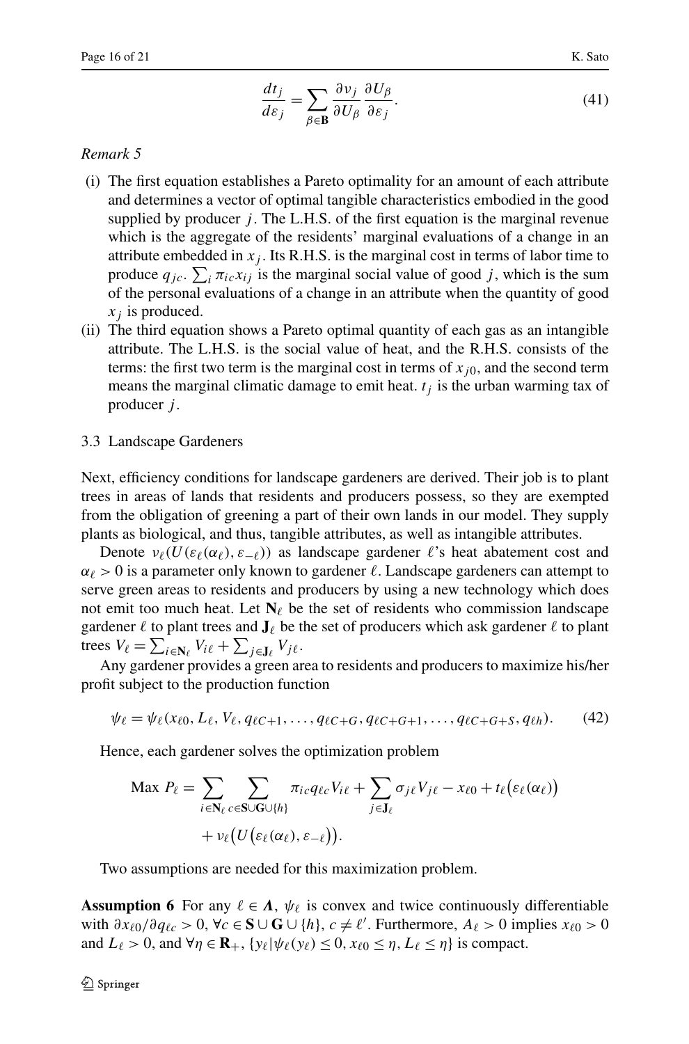$$\frac{dt_j}{d\varepsilon_j} = \sum_{\beta \in \mathbf{B}} \frac{\partial \nu_j}{\partial U_\beta} \frac{\partial U_\beta}{\partial \varepsilon_j}. \tag{41}$$

*Remark 5*

(i) The first equation establishes a Pareto optimality for an amount of each attribute and determines a vector of optimal tangible characteristics embodied in the good supplied by producer $j$. The L.H.S. of the first equation is the marginal revenue which is the aggregate of the residents' marginal evaluations of a change in an attribute embedded in $x_j$. Its R.H.S. is the marginal cost in terms of labor time to produce $q_{jc}$. $\sum_i \pi_{ic} x_{ij}$ is the marginal social value of good $j$, which is the sum of the personal evaluations of a change in an attribute when the quantity of good $x_j$ is produced.

(ii) The third equation shows a Pareto optimal quantity of each gas as an intangible attribute. The L.H.S. is the social value of heat, and the R.H.S. consists of the terms: the first two term is the marginal cost in terms of $x_{j0}$, and the second term means the marginal climatic damage to emit heat. $t_j$ is the urban warming tax of producer $j$.

### 3.3 Landscape Gardeners

Next, efficiency conditions for landscape gardeners are derived. Their job is to plant trees in areas of lands that residents and producers possess, so they are exempted from the obligation of greening a part of their own lands in our model. They supply plants as biological, and thus, tangible attributes, as well as intangible attributes.

Denote $\nu_\ell(U(\varepsilon_\ell(\alpha_\ell), \varepsilon_{-\ell}))$ as landscape gardener $\ell$'s heat abatement cost and $\alpha_\ell > 0$ is a parameter only known to gardener $\ell$. Landscape gardeners can attempt to serve green areas to residents and producers by using a new technology which does not emit too much heat. Let $\mathbf{N}_\ell$ be the set of residents who commission landscape gardener $\ell$ to plant trees and $\mathbf{J}_\ell$ be the set of producers which ask gardener $\ell$ to plant trees $V_\ell = \sum_{i \in \mathbf{N}_\ell} V_{i\ell} + \sum_{j \in \mathbf{J}_\ell} V_{j\ell}$.

Any gardener provides a green area to residents and producers to maximize his/her profit subject to the production function

$$\psi_\ell = \psi_\ell(x_{\ell 0}, L_\ell, V_\ell, q_{\ell C+1}, \ldots, q_{\ell C+G}, q_{\ell C+G+1}, \ldots, q_{\ell C+G+S}, q_{\ell h}). \tag{42}$$

Hence, each gardener solves the optimization problem

$$\begin{aligned} \text{Max } P_\ell = & \sum_{i \in \mathbf{N}_\ell} \sum_{c \in \mathbf{S} \cup \mathbf{G} \cup \{h\}} \pi_{ic} q_{\ell c} V_{i\ell} + \sum_{j \in \mathbf{J}_\ell} \sigma_{j\ell} V_{j\ell} - x_{\ell 0} + t_\ell\big(\varepsilon_\ell(\alpha_\ell)\big) \\ & + \nu_\ell\big(U\big(\varepsilon_\ell(\alpha_\ell), \varepsilon_{-\ell}\big)\big). \end{aligned}$$

Two assumptions are needed for this maximization problem.

**Assumption 6** For any $\ell \in \boldsymbol{\Lambda}$, $\psi_\ell$ is convex and twice continuously differentiable with $\partial x_{\ell 0}/\partial q_{\ell c} > 0$, $\forall c \in \mathbf{S} \cup \mathbf{G} \cup \{h\}$, $c \neq \ell'$. Furthermore, $A_\ell > 0$ implies $x_{\ell 0} > 0$ and $L_\ell > 0$, and $\forall \eta \in \mathbf{R}_+$, $\{y_\ell | \psi_\ell(y_\ell) \leq 0, x_{\ell 0} \leq \eta, L_\ell \leq \eta\}$ is compact.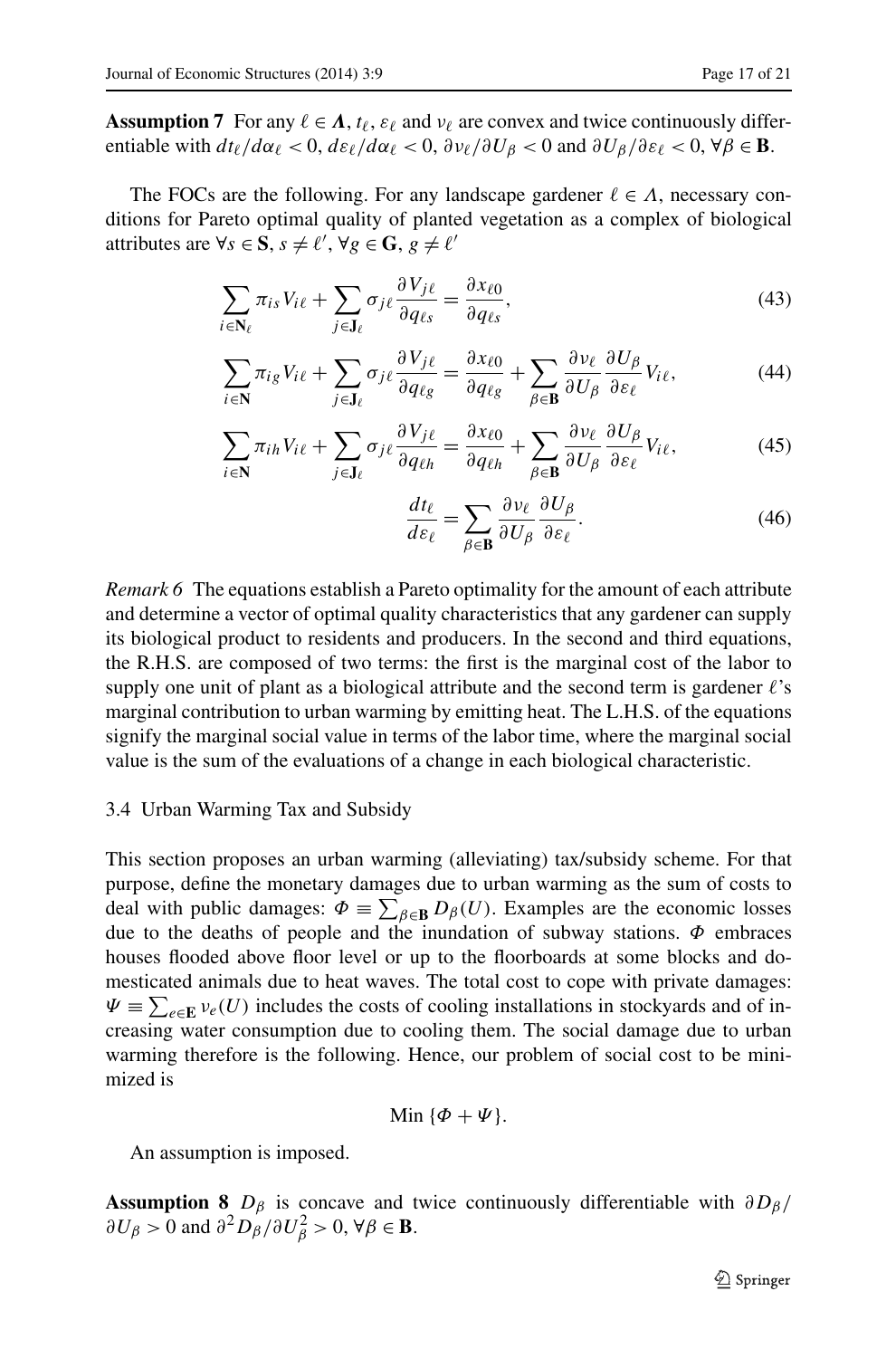**Assumption 7** For any $\ell \in \boldsymbol{\Lambda}$, $t_\ell$, $\varepsilon_\ell$ and $\nu_\ell$ are convex and twice continuously differentiable with $dt_\ell/d\alpha_\ell < 0$, $d\varepsilon_\ell/d\alpha_\ell < 0$, $\partial \nu_\ell/\partial U_\beta < 0$ and $\partial U_\beta/\partial \varepsilon_\ell < 0$, $\forall \beta \in \mathbf{B}$.

The FOCs are the following. For any landscape gardener $\ell \in \Lambda$, necessary conditions for Pareto optimal quality of planted vegetation as a complex of biological attributes are $\forall s \in \mathbf{S}$, $s \neq \ell'$, $\forall g \in \mathbf{G}$, $g \neq \ell'$

$$\sum_{i \in \mathbf{N}_\ell} \pi_{is} V_{i\ell} + \sum_{j \in \mathbf{J}_\ell} \sigma_{j\ell} \frac{\partial V_{j\ell}}{\partial q_{\ell s}} = \frac{\partial x_{\ell 0}}{\partial q_{\ell s}}, \tag{43}$$

$$\sum_{i \in \mathbf{N}} \pi_{ig} V_{i\ell} + \sum_{j \in \mathbf{J}_\ell} \sigma_{j\ell} \frac{\partial V_{j\ell}}{\partial q_{\ell g}} = \frac{\partial x_{\ell 0}}{\partial q_{\ell g}} + \sum_{\beta \in \mathbf{B}} \frac{\partial \nu_\ell}{\partial U_\beta} \frac{\partial U_\beta}{\partial \varepsilon_\ell} V_{i\ell}, \tag{44}$$

$$\sum_{i \in \mathbf{N}} \pi_{ih} V_{i\ell} + \sum_{j \in \mathbf{J}_\ell} \sigma_{j\ell} \frac{\partial V_{j\ell}}{\partial q_{\ell h}} = \frac{\partial x_{\ell 0}}{\partial q_{\ell h}} + \sum_{\beta \in \mathbf{B}} \frac{\partial \nu_\ell}{\partial U_\beta} \frac{\partial U_\beta}{\partial \varepsilon_\ell} V_{i\ell}, \tag{45}$$

$$\frac{dt_\ell}{d\varepsilon_\ell} = \sum_{\beta \in \mathbf{B}} \frac{\partial \nu_\ell}{\partial U_\beta} \frac{\partial U_\beta}{\partial \varepsilon_\ell}. \tag{46}$$

*Remark 6* The equations establish a Pareto optimality for the amount of each attribute and determine a vector of optimal quality characteristics that any gardener can supply its biological product to residents and producers. In the second and third equations, the R.H.S. are composed of two terms: the first is the marginal cost of the labor to supply one unit of plant as a biological attribute and the second term is gardener $\ell$'s marginal contribution to urban warming by emitting heat. The L.H.S. of the equations signify the marginal social value in terms of the labor time, where the marginal social value is the sum of the evaluations of a change in each biological characteristic.

### 3.4 Urban Warming Tax and Subsidy

This section proposes an urban warming (alleviating) tax/subsidy scheme. For that purpose, define the monetary damages due to urban warming as the sum of costs to deal with public damages: $\Phi \equiv \sum_{\beta \in \mathbf{B}} D_\beta(U)$. Examples are the economic losses due to the deaths of people and the inundation of subway stations. $\Phi$ embraces houses flooded above floor level or up to the floorboards at some blocks and domesticated animals due to heat waves. The total cost to cope with private damages: $\Psi \equiv \sum_{e \in \mathbf{E}} \nu_e(U)$ includes the costs of cooling installations in stockyards and of increasing water consumption due to cooling them. The social damage due to urban warming therefore is the following. Hence, our problem of social cost to be minimized is

$$\text{Min}\ \{\Phi + \Psi\}.$$

An assumption is imposed.

**Assumption 8** $D_\beta$ is concave and twice continuously differentiable with $\partial D_\beta/\partial U_\beta > 0$ and $\partial^2 D_\beta/\partial U_\beta^2 > 0$, $\forall \beta \in \mathbf{B}$.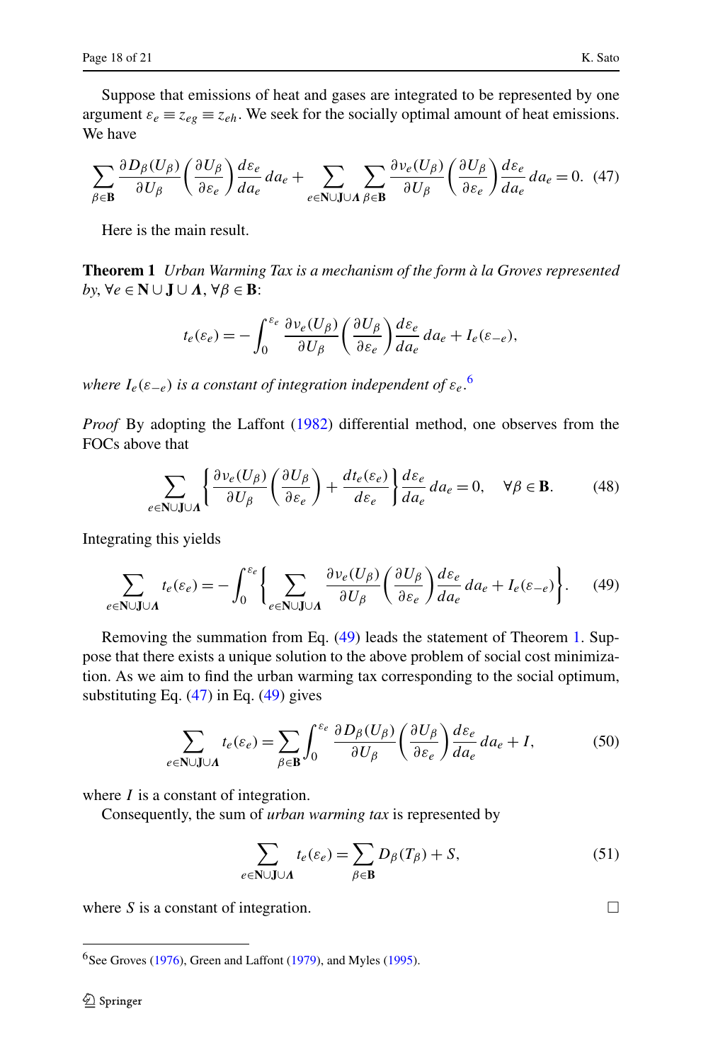Suppose that emissions of heat and gases are integrated to be represented by one argument $\varepsilon_e \equiv z_{eg} \equiv z_{eh}$. We seek for the socially optimal amount of heat emissions. We have

$$\sum_{\beta \in \mathbf{B}} \frac{\partial D_\beta(U_\beta)}{\partial U_\beta} \left( \frac{\partial U_\beta}{\partial \varepsilon_e} \right) \frac{d\varepsilon_e}{da_e} da_e + \sum_{e \in \mathbf{N} \cup \mathbf{J} \cup \boldsymbol{\Lambda}} \sum_{\beta \in \mathbf{B}} \frac{\partial v_e(U_\beta)}{\partial U_\beta} \left( \frac{\partial U_\beta}{\partial \varepsilon_e} \right) \frac{d\varepsilon_e}{da_e} da_e = 0. \quad (47)$$

Here is the main result.

**Theorem 1** *Urban Warming Tax is a mechanism of the form à la Groves represented by*, $\forall e \in \mathbf{N} \cup \mathbf{J} \cup \boldsymbol{\Lambda}$, $\forall \beta \in \mathbf{B}$:

$$t_e(\varepsilon_e) = -\int_0^{\varepsilon_e} \frac{\partial v_e(U_\beta)}{\partial U_\beta} \left( \frac{\partial U_\beta}{\partial \varepsilon_e} \right) \frac{d\varepsilon_e}{da_e} da_e + I_e(\varepsilon_{-e}),$$

*where* $I_e(\varepsilon_{-e})$ *is a constant of integration independent of* $\varepsilon_e$.[6]

*Proof* By adopting the Laffont (1982) differential method, one observes from the FOCs above that

$$\sum_{e \in \mathbf{N} \cup \mathbf{J} \cup \boldsymbol{\Lambda}} \left\{ \frac{\partial v_e(U_\beta)}{\partial U_\beta} \left( \frac{\partial U_\beta}{\partial \varepsilon_e} \right) + \frac{dt_e(\varepsilon_e)}{d\varepsilon_e} \right\} \frac{d\varepsilon_e}{da_e} da_e = 0, \quad \forall \beta \in \mathbf{B}. \quad (48)$$

Integrating this yields

$$\sum_{e \in \mathbf{N} \cup \mathbf{J} \cup \boldsymbol{\Lambda}} t_e(\varepsilon_e) = -\int_0^{\varepsilon_e} \left\{ \sum_{e \in \mathbf{N} \cup \mathbf{J} \cup \boldsymbol{\Lambda}} \frac{\partial v_e(U_\beta)}{\partial U_\beta} \left( \frac{\partial U_\beta}{\partial \varepsilon_e} \right) \frac{d\varepsilon_e}{da_e} da_e + I_e(\varepsilon_{-e}) \right\}. \quad (49)$$

Removing the summation from Eq. (49) leads the statement of Theorem 1. Suppose that there exists a unique solution to the above problem of social cost minimization. As we aim to find the urban warming tax corresponding to the social optimum, substituting Eq. (47) in Eq. (49) gives

$$\sum_{e \in \mathbf{N} \cup \mathbf{J} \cup \boldsymbol{\Lambda}} t_e(\varepsilon_e) = \sum_{\beta \in \mathbf{B}} \int_0^{\varepsilon_e} \frac{\partial D_\beta(U_\beta)}{\partial U_\beta} \left( \frac{\partial U_\beta}{\partial \varepsilon_e} \right) \frac{d\varepsilon_e}{da_e} da_e + I, \quad (50)$$

where $I$ is a constant of integration.

Consequently, the sum of *urban warming tax* is represented by

$$\sum_{e \in \mathbf{N} \cup \mathbf{J} \cup \boldsymbol{\Lambda}} t_e(\varepsilon_e) = \sum_{\beta \in \mathbf{B}} D_\beta(T_\beta) + S, \quad (51)$$

where $S$ is a constant of integration. □

---

[6] See Groves (1976), Green and Laffont (1979), and Myles (1995).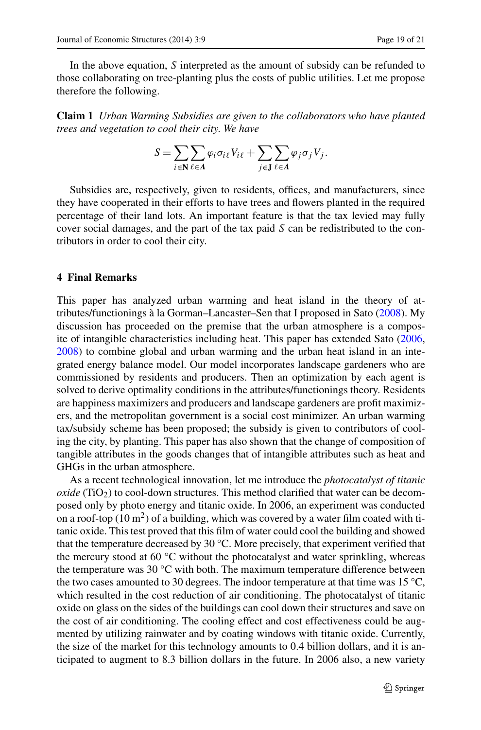In the above equation, $S$ interpreted as the amount of subsidy can be refunded to those collaborating on tree-planting plus the costs of public utilities. Let me propose therefore the following.

**Claim 1** *Urban Warming Subsidies are given to the collaborators who have planted trees and vegetation to cool their city. We have*

$$S = \sum_{i \in \mathbf{N}} \sum_{\ell \in \boldsymbol{\Lambda}} \varphi_i \sigma_{i\ell} V_{i\ell} + \sum_{j \in \mathbf{J}} \sum_{\ell \in \boldsymbol{\Lambda}} \varphi_j \sigma_j V_j.$$

Subsidies are, respectively, given to residents, offices, and manufacturers, since they have cooperated in their efforts to have trees and flowers planted in the required percentage of their land lots. An important feature is that the tax levied may fully cover social damages, and the part of the tax paid $S$ can be redistributed to the contributors in order to cool their city.

## 4 Final Remarks

This paper has analyzed urban warming and heat island in the theory of attributes/functionings à la Gorman–Lancaster–Sen that I proposed in Sato (2008). My discussion has proceeded on the premise that the urban atmosphere is a composite of intangible characteristics including heat. This paper has extended Sato (2006, 2008) to combine global and urban warming and the urban heat island in an integrated energy balance model. Our model incorporates landscape gardeners who are commissioned by residents and producers. Then an optimization by each agent is solved to derive optimality conditions in the attributes/functionings theory. Residents are happiness maximizers and producers and landscape gardeners are profit maximizers, and the metropolitan government is a social cost minimizer. An urban warming tax/subsidy scheme has been proposed; the subsidy is given to contributors of cooling the city, by planting. This paper has also shown that the change of composition of tangible attributes in the goods changes that of intangible attributes such as heat and GHGs in the urban atmosphere.

As a recent technological innovation, let me introduce the *photocatalyst of titanic oxide* ($TiO_2$) to cool-down structures. This method clarified that water can be decomposed only by photo energy and titanic oxide. In 2006, an experiment was conducted on a roof-top ($10\ m^2$) of a building, which was covered by a water film coated with titanic oxide. This test proved that this film of water could cool the building and showed that the temperature decreased by 30 °C. More precisely, that experiment verified that the mercury stood at 60 °C without the photocatalyst and water sprinkling, whereas the temperature was 30 °C with both. The maximum temperature difference between the two cases amounted to 30 degrees. The indoor temperature at that time was 15 °C, which resulted in the cost reduction of air conditioning. The photocatalyst of titanic oxide on glass on the sides of the buildings can cool down their structures and save on the cost of air conditioning. The cooling effect and cost effectiveness could be augmented by utilizing rainwater and by coating windows with titanic oxide. Currently, the size of the market for this technology amounts to 0.4 billion dollars, and it is anticipated to augment to 8.3 billion dollars in the future. In 2006 also, a new variety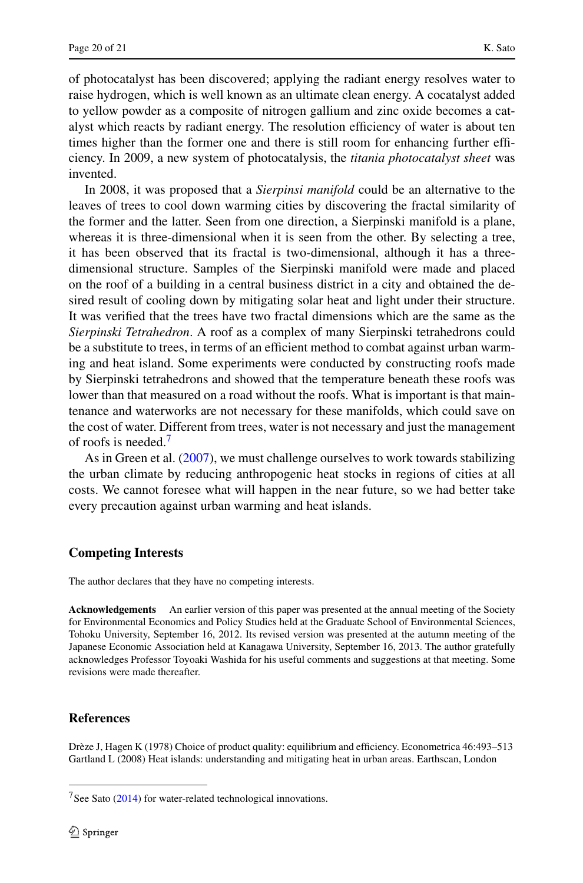of photocatalyst has been discovered; applying the radiant energy resolves water to raise hydrogen, which is well known as an ultimate clean energy. A cocatalyst added to yellow powder as a composite of nitrogen gallium and zinc oxide becomes a catalyst which reacts by radiant energy. The resolution efficiency of water is about ten times higher than the former one and there is still room for enhancing further efficiency. In 2009, a new system of photocatalysis, the *titania photocatalyst sheet* was invented.

In 2008, it was proposed that a *Sierpinsi manifold* could be an alternative to the leaves of trees to cool down warming cities by discovering the fractal similarity of the former and the latter. Seen from one direction, a Sierpinski manifold is a plane, whereas it is three-dimensional when it is seen from the other. By selecting a tree, it has been observed that its fractal is two-dimensional, although it has a three-dimensional structure. Samples of the Sierpinski manifold were made and placed on the roof of a building in a central business district in a city and obtained the desired result of cooling down by mitigating solar heat and light under their structure. It was verified that the trees have two fractal dimensions which are the same as the *Sierpinski Tetrahedron*. A roof as a complex of many Sierpinski tetrahedrons could be a substitute to trees, in terms of an efficient method to combat against urban warming and heat island. Some experiments were conducted by constructing roofs made by Sierpinski tetrahedrons and showed that the temperature beneath these roofs was lower than that measured on a road without the roofs. What is important is that maintenance and waterworks are not necessary for these manifolds, which could save on the cost of water. Different from trees, water is not necessary and just the management of roofs is needed.[7]

As in Green et al. (2007), we must challenge ourselves to work towards stabilizing the urban climate by reducing anthropogenic heat stocks in regions of cities at all costs. We cannot foresee what will happen in the near future, so we had better take every precaution against urban warming and heat islands.

## Competing Interests

The author declares that they have no competing interests.

**Acknowledgements** An earlier version of this paper was presented at the annual meeting of the Society for Environmental Economics and Policy Studies held at the Graduate School of Environmental Sciences, Tohoku University, September 16, 2012. Its revised version was presented at the autumn meeting of the Japanese Economic Association held at Kanagawa University, September 16, 2013. The author gratefully acknowledges Professor Toyoaki Washida for his useful comments and suggestions at that meeting. Some revisions were made thereafter.

## References

Drèze J, Hagen K (1978) Choice of product quality: equilibrium and efficiency. Econometrica 46:493–513

Gartland L (2008) Heat islands: understanding and mitigating heat in urban areas. Earthscan, London

[7] See Sato (2014) for water-related technological innovations.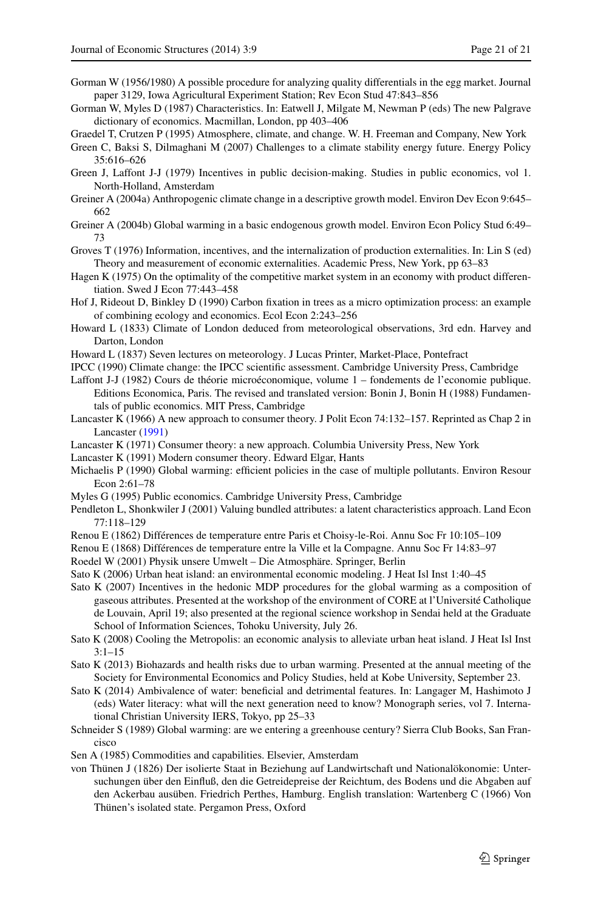Gorman W (1956/1980) A possible procedure for analyzing quality differentials in the egg market. Journal paper 3129, Iowa Agricultural Experiment Station; Rev Econ Stud 47:843–856

Gorman W, Myles D (1987) Characteristics. In: Eatwell J, Milgate M, Newman P (eds) The new Palgrave dictionary of economics. Macmillan, London, pp 403–406

Graedel T, Crutzen P (1995) Atmosphere, climate, and change. W. H. Freeman and Company, New York

Green C, Baksi S, Dilmaghani M (2007) Challenges to a climate stability energy future. Energy Policy 35:616–626

Green J, Laffont J-J (1979) Incentives in public decision-making. Studies in public economics, vol 1. North-Holland, Amsterdam

Greiner A (2004a) Anthropogenic climate change in a descriptive growth model. Environ Dev Econ 9:645–662

Greiner A (2004b) Global warming in a basic endogenous growth model. Environ Econ Policy Stud 6:49–73

Groves T (1976) Information, incentives, and the internalization of production externalities. In: Lin S (ed) Theory and measurement of economic externalities. Academic Press, New York, pp 63–83

Hagen K (1975) On the optimality of the competitive market system in an economy with product differentiation. Swed J Econ 77:443–458

Hof J, Rideout D, Binkley D (1990) Carbon fixation in trees as a micro optimization process: an example of combining ecology and economics. Ecol Econ 2:243–256

Howard L (1833) Climate of London deduced from meteorological observations, 3rd edn. Harvey and Darton, London

Howard L (1837) Seven lectures on meteorology. J Lucas Printer, Market-Place, Pontefract

IPCC (1990) Climate change: the IPCC scientific assessment. Cambridge University Press, Cambridge

Laffont J-J (1982) Cours de théorie microéconomique, volume 1 – fondements de l'economie publique. Editions Economica, Paris. The revised and translated version: Bonin J, Bonin H (1988) Fundamentals of public economics. MIT Press, Cambridge

Lancaster K (1966) A new approach to consumer theory. J Polit Econ 74:132–157. Reprinted as Chap 2 in Lancaster (1991)

Lancaster K (1971) Consumer theory: a new approach. Columbia University Press, New York

Lancaster K (1991) Modern consumer theory. Edward Elgar, Hants

Michaelis P (1990) Global warming: efficient policies in the case of multiple pollutants. Environ Resour Econ 2:61–78

Myles G (1995) Public economics. Cambridge University Press, Cambridge

Pendleton L, Shonkwiler J (2001) Valuing bundled attributes: a latent characteristics approach. Land Econ 77:118–129

Renou E (1862) Différences de temperature entre Paris et Choisy-le-Roi. Annu Soc Fr 10:105–109

Renou E (1868) Différences de temperature entre la Ville et la Compagne. Annu Soc Fr 14:83–97

Roedel W (2001) Physik unsere Umwelt – Die Atmosphäre. Springer, Berlin

Sato K (2006) Urban heat island: an environmental economic modeling. J Heat Isl Inst 1:40–45

Sato K (2007) Incentives in the hedonic MDP procedures for the global warming as a composition of gaseous attributes. Presented at the workshop of the environment of CORE at l'Université Catholique de Louvain, April 19; also presented at the regional science workshop in Sendai held at the Graduate School of Information Sciences, Tohoku University, July 26.

Sato K (2008) Cooling the Metropolis: an economic analysis to alleviate urban heat island. J Heat Isl Inst 3:1–15

Sato K (2013) Biohazards and health risks due to urban warming. Presented at the annual meeting of the Society for Environmental Economics and Policy Studies, held at Kobe University, September 23.

Sato K (2014) Ambivalence of water: beneficial and detrimental features. In: Langager M, Hashimoto J (eds) Water literacy: what will the next generation need to know? Monograph series, vol 7. International Christian University IERS, Tokyo, pp 25–33

Schneider S (1989) Global warming: are we entering a greenhouse century? Sierra Club Books, San Francisco

Sen A (1985) Commodities and capabilities. Elsevier, Amsterdam

von Thünen J (1826) Der isolierte Staat in Beziehung auf Landwirtschaft und Nationalökonomie: Untersuchungen über den Einfluß, den die Getreidepreise der Reichtum, des Bodens und die Abgaben auf den Ackerbau ausüben. Friedrich Perthes, Hamburg. English translation: Wartenberg C (1966) Von Thünen's isolated state. Pergamon Press, Oxford